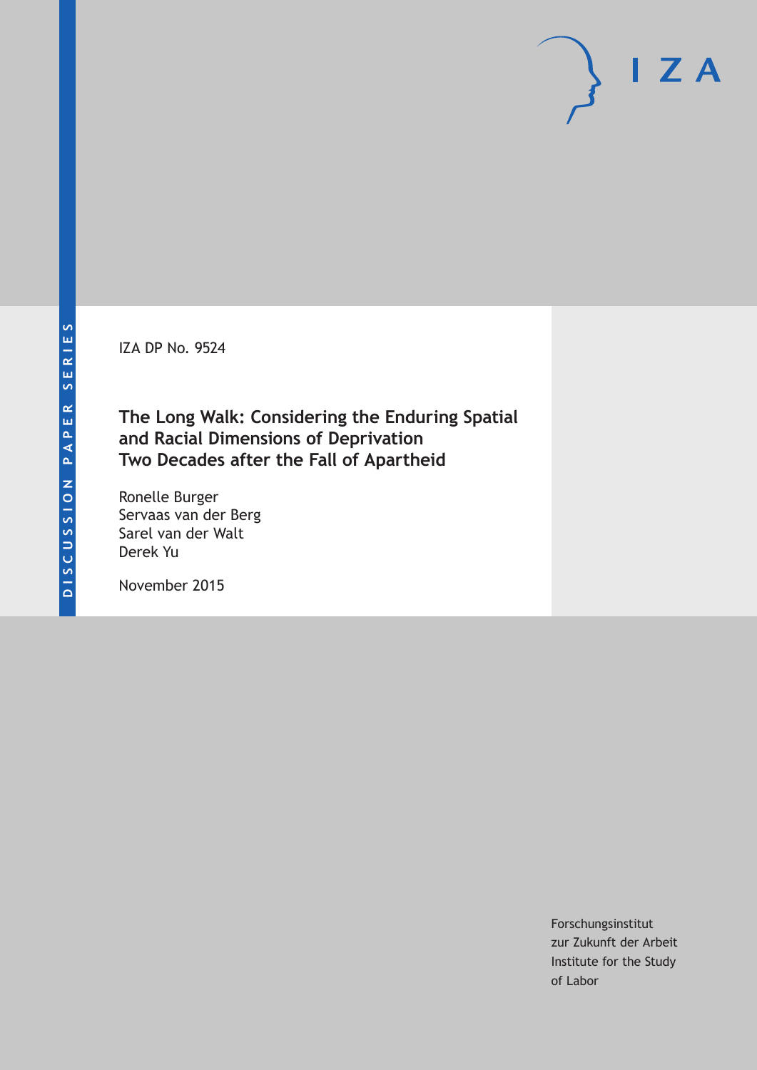DISCUSSION PAPER SERIES

IZA DP No. 9524

# The Long Walk: Considering the Enduring Spatial and Racial Dimensions of Deprivation Two Decades after the Fall of Apartheid

Ronelle Burger
Servaas van der Berg
Sarel van der Walt
Derek Yu

November 2015

Forschungsinstitut
zur Zukunft der Arbeit
Institute for the Study
of Labor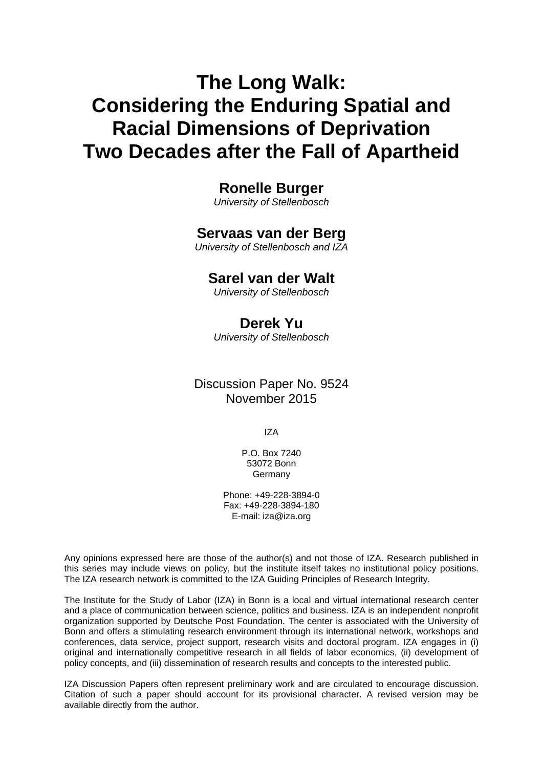# The Long Walk: Considering the Enduring Spatial and Racial Dimensions of Deprivation Two Decades after the Fall of Apartheid

**Ronelle Burger**
*University of Stellenbosch*

**Servaas van der Berg**
*University of Stellenbosch and IZA*

**Sarel van der Walt**
*University of Stellenbosch*

**Derek Yu**
*University of Stellenbosch*

Discussion Paper No. 9524
November 2015

IZA

P.O. Box 7240
53072 Bonn
Germany

Phone: +49-228-3894-0
Fax: +49-228-3894-180
E-mail: iza@iza.org

Any opinions expressed here are those of the author(s) and not those of IZA. Research published in this series may include views on policy, but the institute itself takes no institutional policy positions. The IZA research network is committed to the IZA Guiding Principles of Research Integrity.

The Institute for the Study of Labor (IZA) in Bonn is a local and virtual international research center and a place of communication between science, politics and business. IZA is an independent nonprofit organization supported by Deutsche Post Foundation. The center is associated with the University of Bonn and offers a stimulating research environment through its international network, workshops and conferences, data service, project support, research visits and doctoral program. IZA engages in (i) original and internationally competitive research in all fields of labor economics, (ii) development of policy concepts, and (iii) dissemination of research results and concepts to the interested public.

IZA Discussion Papers often represent preliminary work and are circulated to encourage discussion. Citation of such a paper should account for its provisional character. A revised version may be available directly from the author.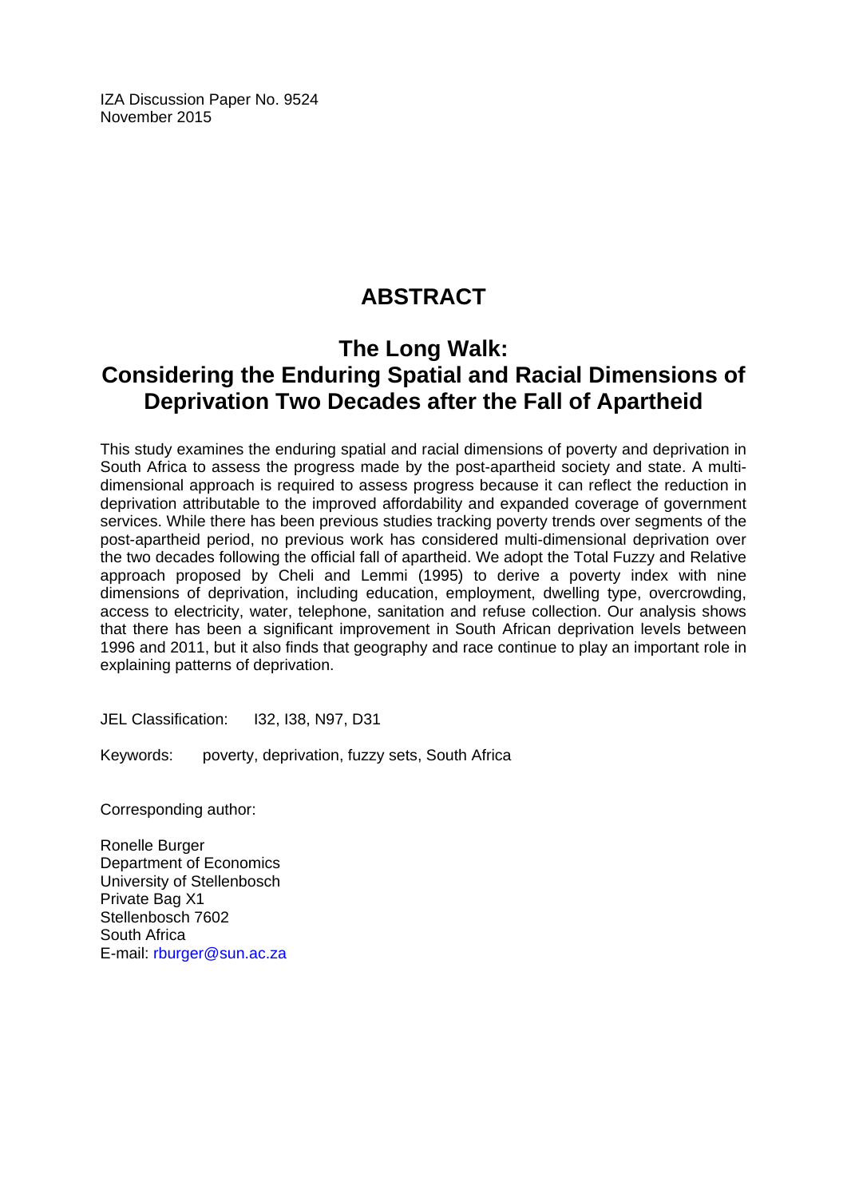IZA Discussion Paper No. 9524
November 2015

# ABSTRACT

## The Long Walk: Considering the Enduring Spatial and Racial Dimensions of Deprivation Two Decades after the Fall of Apartheid

This study examines the enduring spatial and racial dimensions of poverty and deprivation in South Africa to assess the progress made by the post-apartheid society and state. A multi-dimensional approach is required to assess progress because it can reflect the reduction in deprivation attributable to the improved affordability and expanded coverage of government services. While there has been previous studies tracking poverty trends over segments of the post-apartheid period, no previous work has considered multi-dimensional deprivation over the two decades following the official fall of apartheid. We adopt the Total Fuzzy and Relative approach proposed by Cheli and Lemmi (1995) to derive a poverty index with nine dimensions of deprivation, including education, employment, dwelling type, overcrowding, access to electricity, water, telephone, sanitation and refuse collection. Our analysis shows that there has been a significant improvement in South African deprivation levels between 1996 and 2011, but it also finds that geography and race continue to play an important role in explaining patterns of deprivation.

JEL Classification: I32, I38, N97, D31

Keywords: poverty, deprivation, fuzzy sets, South Africa

Corresponding author:

Ronelle Burger
Department of Economics
University of Stellenbosch
Private Bag X1
Stellenbosch 7602
South Africa
E-mail: rburger@sun.ac.za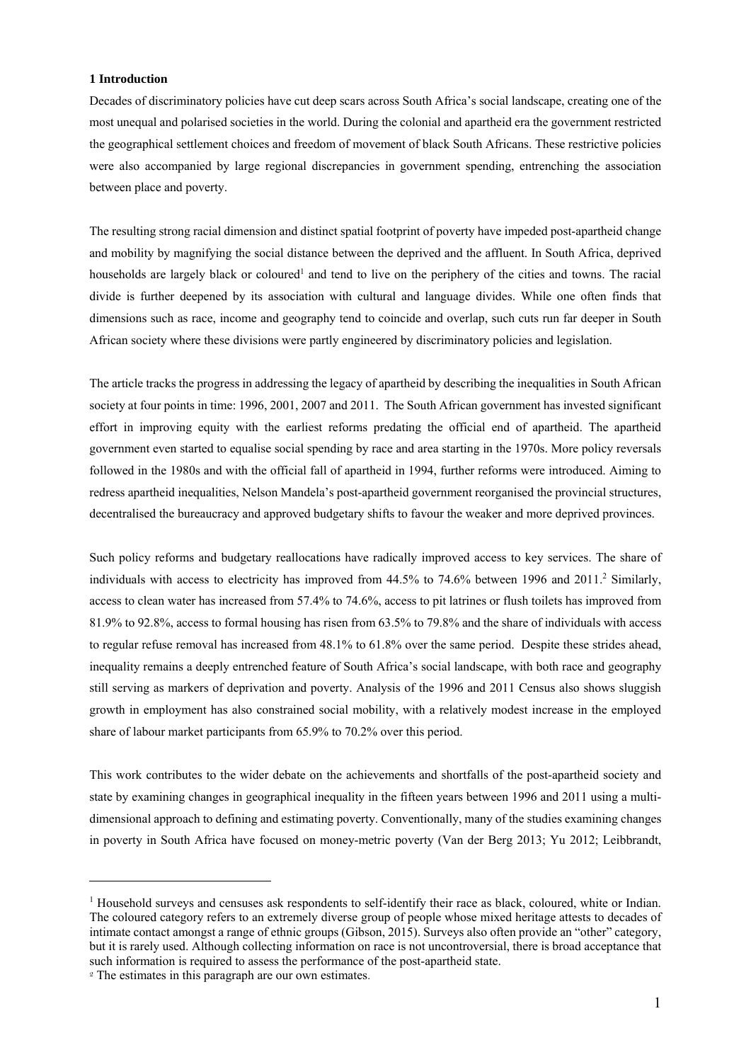## 1 Introduction

Decades of discriminatory policies have cut deep scars across South Africa's social landscape, creating one of the most unequal and polarised societies in the world. During the colonial and apartheid era the government restricted the geographical settlement choices and freedom of movement of black South Africans. These restrictive policies were also accompanied by large regional discrepancies in government spending, entrenching the association between place and poverty.

The resulting strong racial dimension and distinct spatial footprint of poverty have impeded post-apartheid change and mobility by magnifying the social distance between the deprived and the affluent. In South Africa, deprived households are largely black or coloured[1] and tend to live on the periphery of the cities and towns. The racial divide is further deepened by its association with cultural and language divides. While one often finds that dimensions such as race, income and geography tend to coincide and overlap, such cuts run far deeper in South African society where these divisions were partly engineered by discriminatory policies and legislation.

The article tracks the progress in addressing the legacy of apartheid by describing the inequalities in South African society at four points in time: 1996, 2001, 2007 and 2011. The South African government has invested significant effort in improving equity with the earliest reforms predating the official end of apartheid. The apartheid government even started to equalise social spending by race and area starting in the 1970s. More policy reversals followed in the 1980s and with the official fall of apartheid in 1994, further reforms were introduced. Aiming to redress apartheid inequalities, Nelson Mandela's post-apartheid government reorganised the provincial structures, decentralised the bureaucracy and approved budgetary shifts to favour the weaker and more deprived provinces.

Such policy reforms and budgetary reallocations have radically improved access to key services. The share of individuals with access to electricity has improved from 44.5% to 74.6% between 1996 and 2011.[2] Similarly, access to clean water has increased from 57.4% to 74.6%, access to pit latrines or flush toilets has improved from 81.9% to 92.8%, access to formal housing has risen from 63.5% to 79.8% and the share of individuals with access to regular refuse removal has increased from 48.1% to 61.8% over the same period. Despite these strides ahead, inequality remains a deeply entrenched feature of South Africa's social landscape, with both race and geography still serving as markers of deprivation and poverty. Analysis of the 1996 and 2011 Census also shows sluggish growth in employment has also constrained social mobility, with a relatively modest increase in the employed share of labour market participants from 65.9% to 70.2% over this period.

This work contributes to the wider debate on the achievements and shortfalls of the post-apartheid society and state by examining changes in geographical inequality in the fifteen years between 1996 and 2011 using a multi-dimensional approach to defining and estimating poverty. Conventionally, many of the studies examining changes in poverty in South Africa have focused on money-metric poverty (Van der Berg 2013; Yu 2012; Leibbrandt,

---

[1] Household surveys and censuses ask respondents to self-identify their race as black, coloured, white or Indian. The coloured category refers to an extremely diverse group of people whose mixed heritage attests to decades of intimate contact amongst a range of ethnic groups (Gibson, 2015). Surveys also often provide an "other" category, but it is rarely used. Although collecting information on race is not uncontroversial, there is broad acceptance that such information is required to assess the performance of the post-apartheid state.

[2] The estimates in this paragraph are our own estimates.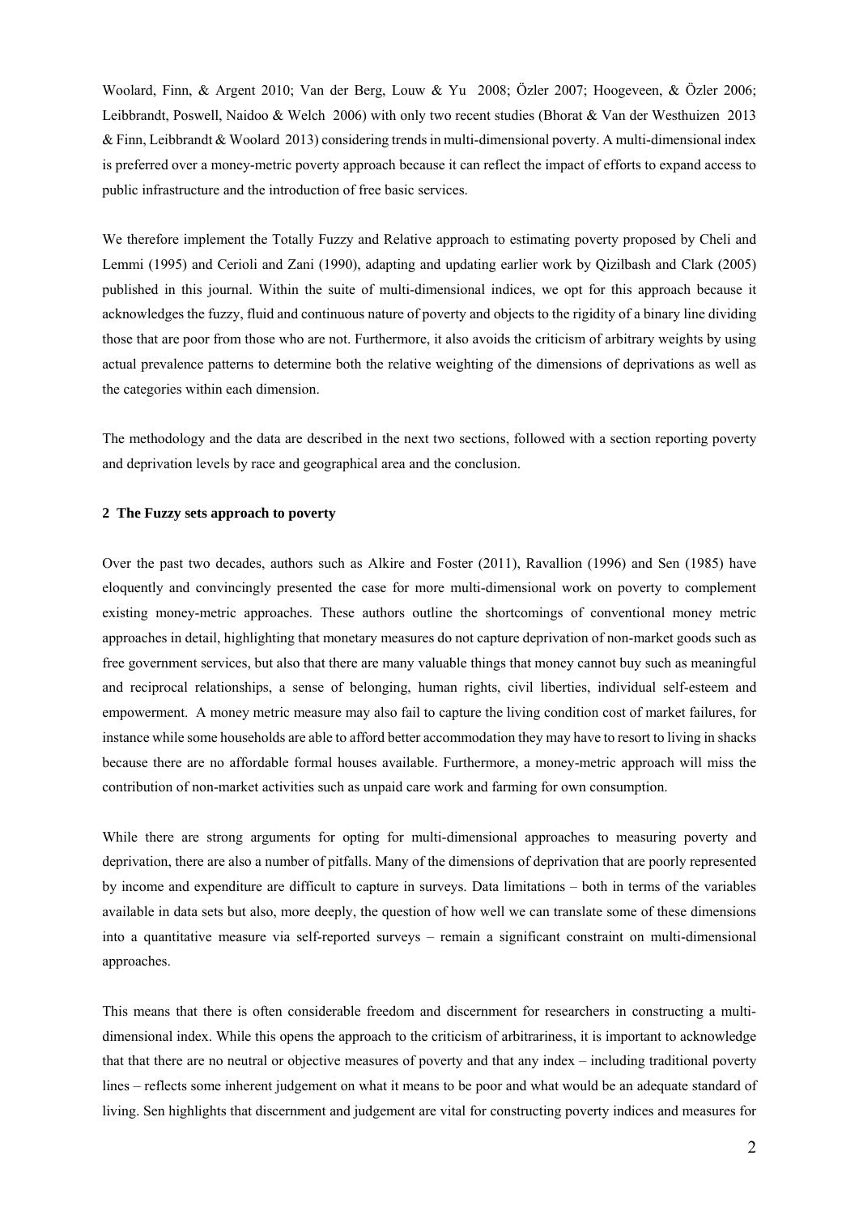Woolard, Finn, & Argent 2010; Van der Berg, Louw & Yu 2008; Özler 2007; Hoogeveen, & Özler 2006; Leibbrandt, Poswell, Naidoo & Welch 2006) with only two recent studies (Bhorat & Van der Westhuizen 2013 & Finn, Leibbrandt & Woolard 2013) considering trends in multi-dimensional poverty. A multi-dimensional index is preferred over a money-metric poverty approach because it can reflect the impact of efforts to expand access to public infrastructure and the introduction of free basic services.

We therefore implement the Totally Fuzzy and Relative approach to estimating poverty proposed by Cheli and Lemmi (1995) and Cerioli and Zani (1990), adapting and updating earlier work by Qizilbash and Clark (2005) published in this journal. Within the suite of multi-dimensional indices, we opt for this approach because it acknowledges the fuzzy, fluid and continuous nature of poverty and objects to the rigidity of a binary line dividing those that are poor from those who are not. Furthermore, it also avoids the criticism of arbitrary weights by using actual prevalence patterns to determine both the relative weighting of the dimensions of deprivations as well as the categories within each dimension.

The methodology and the data are described in the next two sections, followed with a section reporting poverty and deprivation levels by race and geographical area and the conclusion.

## 2 The Fuzzy sets approach to poverty

Over the past two decades, authors such as Alkire and Foster (2011), Ravallion (1996) and Sen (1985) have eloquently and convincingly presented the case for more multi-dimensional work on poverty to complement existing money-metric approaches. These authors outline the shortcomings of conventional money metric approaches in detail, highlighting that monetary measures do not capture deprivation of non-market goods such as free government services, but also that there are many valuable things that money cannot buy such as meaningful and reciprocal relationships, a sense of belonging, human rights, civil liberties, individual self-esteem and empowerment. A money metric measure may also fail to capture the living condition cost of market failures, for instance while some households are able to afford better accommodation they may have to resort to living in shacks because there are no affordable formal houses available. Furthermore, a money-metric approach will miss the contribution of non-market activities such as unpaid care work and farming for own consumption.

While there are strong arguments for opting for multi-dimensional approaches to measuring poverty and deprivation, there are also a number of pitfalls. Many of the dimensions of deprivation that are poorly represented by income and expenditure are difficult to capture in surveys. Data limitations – both in terms of the variables available in data sets but also, more deeply, the question of how well we can translate some of these dimensions into a quantitative measure via self-reported surveys – remain a significant constraint on multi-dimensional approaches.

This means that there is often considerable freedom and discernment for researchers in constructing a multi-dimensional index. While this opens the approach to the criticism of arbitrariness, it is important to acknowledge that that there are no neutral or objective measures of poverty and that any index – including traditional poverty lines – reflects some inherent judgement on what it means to be poor and what would be an adequate standard of living. Sen highlights that discernment and judgement are vital for constructing poverty indices and measures for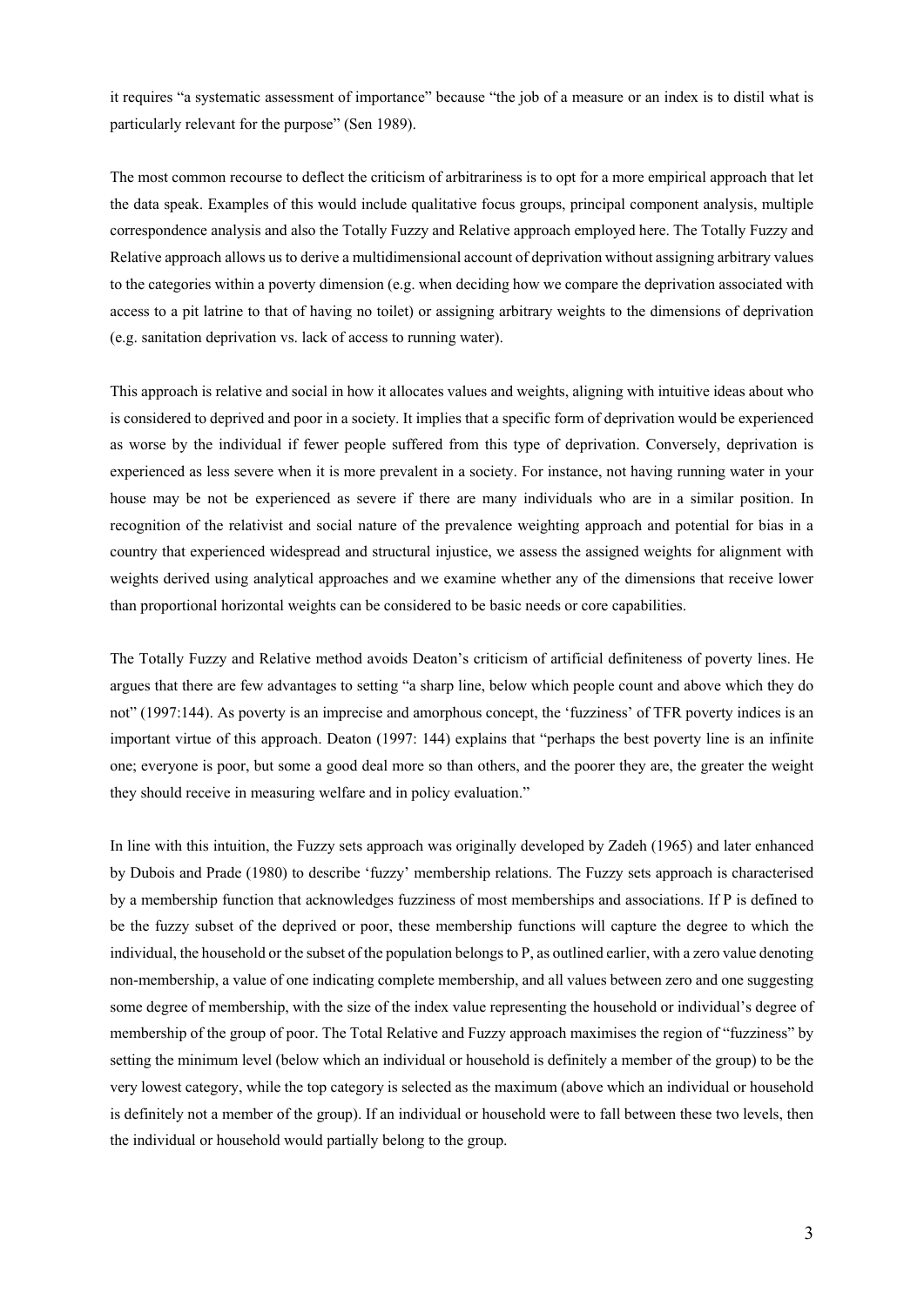it requires "a systematic assessment of importance" because "the job of a measure or an index is to distil what is particularly relevant for the purpose" (Sen 1989).

The most common recourse to deflect the criticism of arbitrariness is to opt for a more empirical approach that let the data speak. Examples of this would include qualitative focus groups, principal component analysis, multiple correspondence analysis and also the Totally Fuzzy and Relative approach employed here. The Totally Fuzzy and Relative approach allows us to derive a multidimensional account of deprivation without assigning arbitrary values to the categories within a poverty dimension (e.g. when deciding how we compare the deprivation associated with access to a pit latrine to that of having no toilet) or assigning arbitrary weights to the dimensions of deprivation (e.g. sanitation deprivation vs. lack of access to running water).

This approach is relative and social in how it allocates values and weights, aligning with intuitive ideas about who is considered to deprived and poor in a society. It implies that a specific form of deprivation would be experienced as worse by the individual if fewer people suffered from this type of deprivation. Conversely, deprivation is experienced as less severe when it is more prevalent in a society. For instance, not having running water in your house may be not be experienced as severe if there are many individuals who are in a similar position. In recognition of the relativist and social nature of the prevalence weighting approach and potential for bias in a country that experienced widespread and structural injustice, we assess the assigned weights for alignment with weights derived using analytical approaches and we examine whether any of the dimensions that receive lower than proportional horizontal weights can be considered to be basic needs or core capabilities.

The Totally Fuzzy and Relative method avoids Deaton's criticism of artificial definiteness of poverty lines. He argues that there are few advantages to setting "a sharp line, below which people count and above which they do not" (1997:144). As poverty is an imprecise and amorphous concept, the 'fuzziness' of TFR poverty indices is an important virtue of this approach. Deaton (1997: 144) explains that "perhaps the best poverty line is an infinite one; everyone is poor, but some a good deal more so than others, and the poorer they are, the greater the weight they should receive in measuring welfare and in policy evaluation."

In line with this intuition, the Fuzzy sets approach was originally developed by Zadeh (1965) and later enhanced by Dubois and Prade (1980) to describe 'fuzzy' membership relations. The Fuzzy sets approach is characterised by a membership function that acknowledges fuzziness of most memberships and associations. If P is defined to be the fuzzy subset of the deprived or poor, these membership functions will capture the degree to which the individual, the household or the subset of the population belongs to P, as outlined earlier, with a zero value denoting non-membership, a value of one indicating complete membership, and all values between zero and one suggesting some degree of membership, with the size of the index value representing the household or individual's degree of membership of the group of poor. The Total Relative and Fuzzy approach maximises the region of "fuzziness" by setting the minimum level (below which an individual or household is definitely a member of the group) to be the very lowest category, while the top category is selected as the maximum (above which an individual or household is definitely not a member of the group). If an individual or household were to fall between these two levels, then the individual or household would partially belong to the group.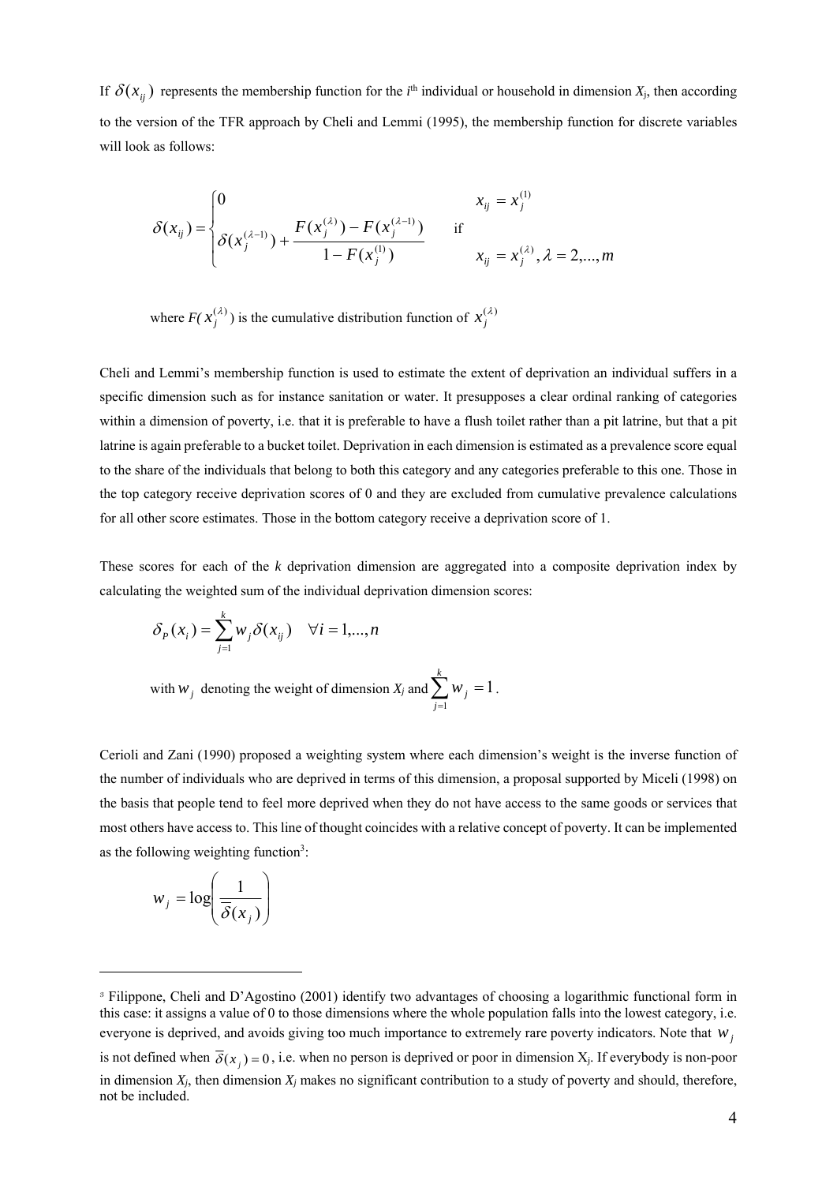If $\delta(x_{ij})$ represents the membership function for the $i^{\text{th}}$ individual or household in dimension $X_j$, then according to the version of the TFR approach by Cheli and Lemmi (1995), the membership function for discrete variables will look as follows:

$$\delta(x_{ij}) = \begin{cases} 0 & \text{if } x_{ij} = x_j^{(1)} \\ \delta(x_j^{(\lambda-1)}) + \dfrac{F(x_j^{(\lambda)}) - F(x_j^{(\lambda-1)})}{1 - F(x_j^{(1)})} & \quad x_{ij} = x_j^{(\lambda)}, \lambda = 2,...,m \end{cases}$$

where $F(x_j^{(\lambda)})$ is the cumulative distribution function of $x_j^{(\lambda)}$

Cheli and Lemmi's membership function is used to estimate the extent of deprivation an individual suffers in a specific dimension such as for instance sanitation or water. It presupposes a clear ordinal ranking of categories within a dimension of poverty, i.e. that it is preferable to have a flush toilet rather than a pit latrine, but that a pit latrine is again preferable to a bucket toilet. Deprivation in each dimension is estimated as a prevalence score equal to the share of the individuals that belong to both this category and any categories preferable to this one. Those in the top category receive deprivation scores of 0 and they are excluded from cumulative prevalence calculations for all other score estimates. Those in the bottom category receive a deprivation score of 1.

These scores for each of the $k$ deprivation dimension are aggregated into a composite deprivation index by calculating the weighted sum of the individual deprivation dimension scores:

$$\delta_P(x_i) = \sum_{j=1}^{k} w_j \delta(x_{ij}) \quad \forall i = 1,...,n$$

with $w_j$ denoting the weight of dimension $X_j$ and $\sum_{j=1}^{k} w_j = 1$.

Cerioli and Zani (1990) proposed a weighting system where each dimension's weight is the inverse function of the number of individuals who are deprived in terms of this dimension, a proposal supported by Miceli (1998) on the basis that people tend to feel more deprived when they do not have access to the same goods or services that most others have access to. This line of thought coincides with a relative concept of poverty. It can be implemented as the following weighting function[3]:

$$w_j = \log\left(\frac{1}{\overline{\delta}(x_j)}\right)$$

[3] Filippone, Cheli and D'Agostino (2001) identify two advantages of choosing a logarithmic functional form in this case: it assigns a value of 0 to those dimensions where the whole population falls into the lowest category, i.e. everyone is deprived, and avoids giving too much importance to extremely rare poverty indicators. Note that $w_j$ is not defined when $\overline{\delta}(x_j) = 0$, i.e. when no person is deprived or poor in dimension $X_j$. If everybody is non-poor in dimension $X_j$, then dimension $X_j$ makes no significant contribution to a study of poverty and should, therefore, not be included.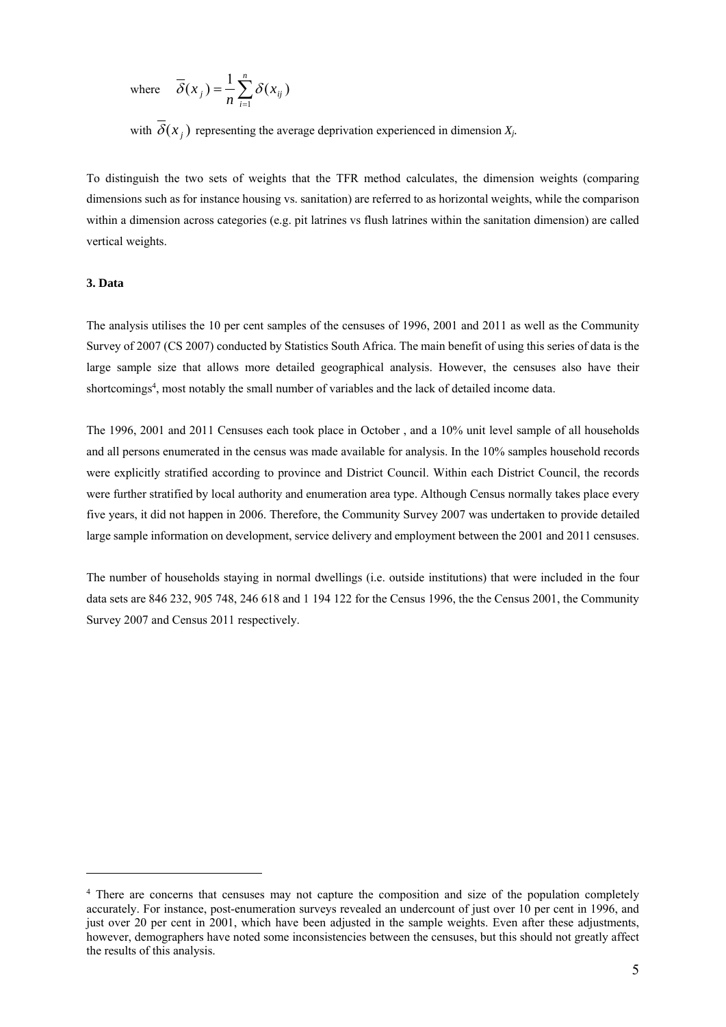where $$\overline{\delta}(x_j) = \frac{1}{n}\sum_{i=1}^{n}\delta(x_{ij})$$

with $\overline{\delta}(x_j)$ representing the average deprivation experienced in dimension $X_j$.

To distinguish the two sets of weights that the TFR method calculates, the dimension weights (comparing dimensions such as for instance housing vs. sanitation) are referred to as horizontal weights, while the comparison within a dimension across categories (e.g. pit latrines vs flush latrines within the sanitation dimension) are called vertical weights.

**3. Data**

The analysis utilises the 10 per cent samples of the censuses of 1996, 2001 and 2011 as well as the Community Survey of 2007 (CS 2007) conducted by Statistics South Africa. The main benefit of using this series of data is the large sample size that allows more detailed geographical analysis. However, the censuses also have their shortcomings[4], most notably the small number of variables and the lack of detailed income data.

The 1996, 2001 and 2011 Censuses each took place in October , and a 10% unit level sample of all households and all persons enumerated in the census was made available for analysis. In the 10% samples household records were explicitly stratified according to province and District Council. Within each District Council, the records were further stratified by local authority and enumeration area type. Although Census normally takes place every five years, it did not happen in 2006. Therefore, the Community Survey 2007 was undertaken to provide detailed large sample information on development, service delivery and employment between the 2001 and 2011 censuses.

The number of households staying in normal dwellings (i.e. outside institutions) that were included in the four data sets are 846 232, 905 748, 246 618 and 1 194 122 for the Census 1996, the the Census 2001, the Community Survey 2007 and Census 2011 respectively.

---

[4] There are concerns that censuses may not capture the composition and size of the population completely accurately. For instance, post-enumeration surveys revealed an undercount of just over 10 per cent in 1996, and just over 20 per cent in 2001, which have been adjusted in the sample weights. Even after these adjustments, however, demographers have noted some inconsistencies between the censuses, but this should not greatly affect the results of this analysis.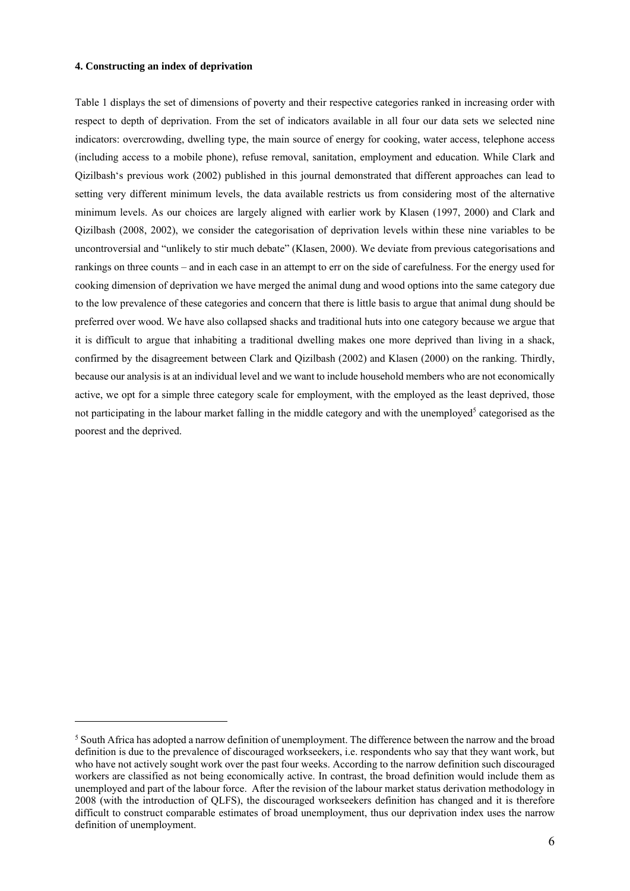#### 4. Constructing an index of deprivation

Table 1 displays the set of dimensions of poverty and their respective categories ranked in increasing order with respect to depth of deprivation. From the set of indicators available in all four our data sets we selected nine indicators: overcrowding, dwelling type, the main source of energy for cooking, water access, telephone access (including access to a mobile phone), refuse removal, sanitation, employment and education. While Clark and Qizilbash's previous work (2002) published in this journal demonstrated that different approaches can lead to setting very different minimum levels, the data available restricts us from considering most of the alternative minimum levels. As our choices are largely aligned with earlier work by Klasen (1997, 2000) and Clark and Qizilbash (2008, 2002), we consider the categorisation of deprivation levels within these nine variables to be uncontroversial and "unlikely to stir much debate" (Klasen, 2000). We deviate from previous categorisations and rankings on three counts – and in each case in an attempt to err on the side of carefulness. For the energy used for cooking dimension of deprivation we have merged the animal dung and wood options into the same category due to the low prevalence of these categories and concern that there is little basis to argue that animal dung should be preferred over wood. We have also collapsed shacks and traditional huts into one category because we argue that it is difficult to argue that inhabiting a traditional dwelling makes one more deprived than living in a shack, confirmed by the disagreement between Clark and Qizilbash (2002) and Klasen (2000) on the ranking. Thirdly, because our analysis is at an individual level and we want to include household members who are not economically active, we opt for a simple three category scale for employment, with the employed as the least deprived, those not participating in the labour market falling in the middle category and with the unemployed[5] categorised as the poorest and the deprived.

[5] South Africa has adopted a narrow definition of unemployment. The difference between the narrow and the broad definition is due to the prevalence of discouraged workseekers, i.e. respondents who say that they want work, but who have not actively sought work over the past four weeks. According to the narrow definition such discouraged workers are classified as not being economically active. In contrast, the broad definition would include them as unemployed and part of the labour force. After the revision of the labour market status derivation methodology in 2008 (with the introduction of QLFS), the discouraged workseekers definition has changed and it is therefore difficult to construct comparable estimates of broad unemployment, thus our deprivation index uses the narrow definition of unemployment.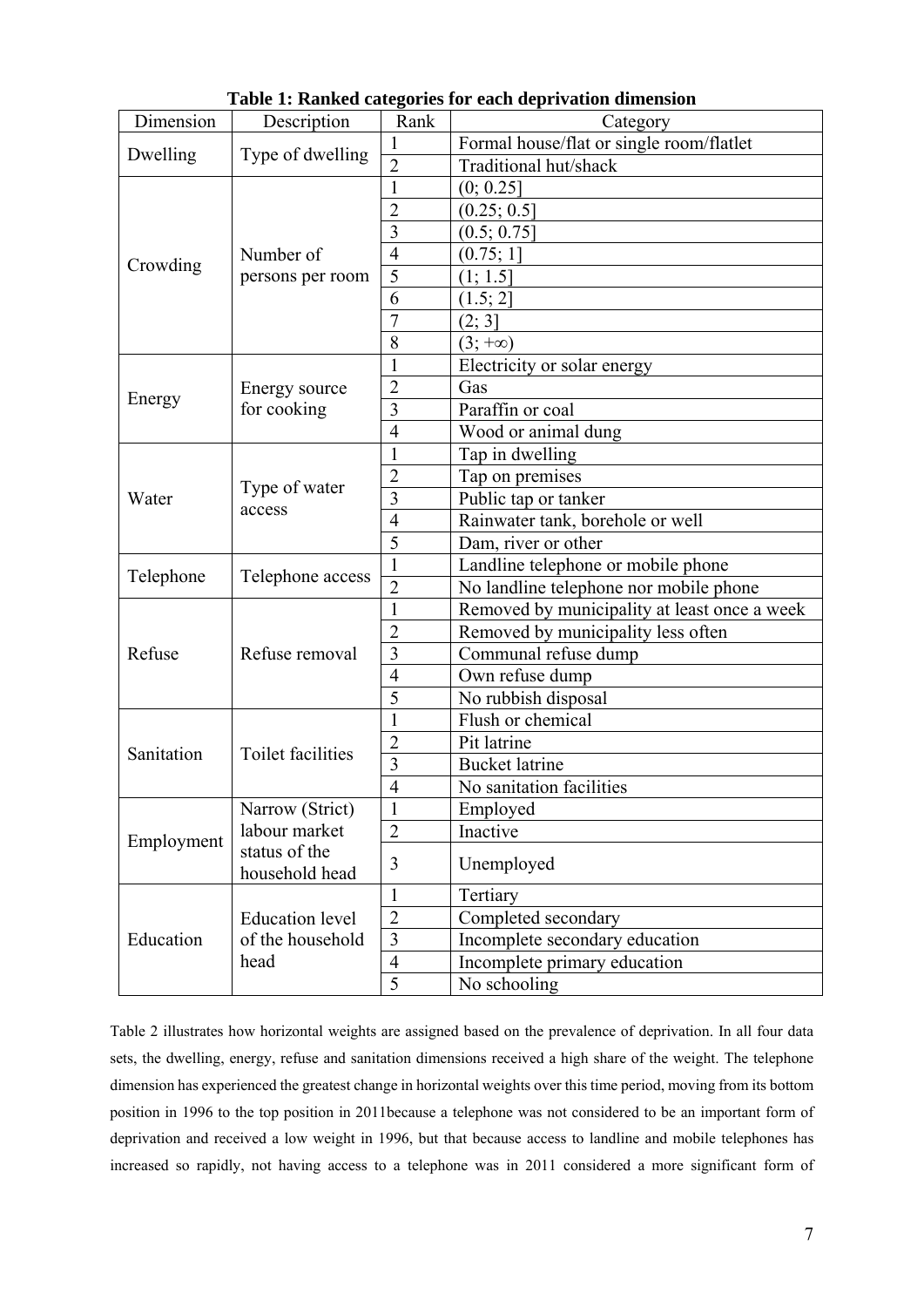**Table 1: Ranked categories for each deprivation dimension**

| Dimension | Description | Rank | Category |
|---|---|---|---|
| Dwelling | Type of dwelling | 1 | Formal house/flat or single room/flatlet |
| | | 2 | Traditional hut/shack |
| Crowding | Number of persons per room | 1 | (0; 0.25] |
| | | 2 | (0.25; 0.5] |
| | | 3 | (0.5; 0.75] |
| | | 4 | (0.75; 1] |
| | | 5 | (1; 1.5] |
| | | 6 | (1.5; 2] |
| | | 7 | (2; 3] |
| | | 8 | (3; +∞) |
| Energy | Energy source for cooking | 1 | Electricity or solar energy |
| | | 2 | Gas |
| | | 3 | Paraffin or coal |
| | | 4 | Wood or animal dung |
| Water | Type of water access | 1 | Tap in dwelling |
| | | 2 | Tap on premises |
| | | 3 | Public tap or tanker |
| | | 4 | Rainwater tank, borehole or well |
| | | 5 | Dam, river or other |
| Telephone | Telephone access | 1 | Landline telephone or mobile phone |
| | | 2 | No landline telephone nor mobile phone |
| Refuse | Refuse removal | 1 | Removed by municipality at least once a week |
| | | 2 | Removed by municipality less often |
| | | 3 | Communal refuse dump |
| | | 4 | Own refuse dump |
| | | 5 | No rubbish disposal |
| Sanitation | Toilet facilities | 1 | Flush or chemical |
| | | 2 | Pit latrine |
| | | 3 | Bucket latrine |
| | | 4 | No sanitation facilities |
| Employment | Narrow (Strict) labour market status of the household head | 1 | Employed |
| | | 2 | Inactive |
| | | 3 | Unemployed |
| Education | Education level of the household head | 1 | Tertiary |
| | | 2 | Completed secondary |
| | | 3 | Incomplete secondary education |
| | | 4 | Incomplete primary education |
| | | 5 | No schooling |

Table 2 illustrates how horizontal weights are assigned based on the prevalence of deprivation. In all four data sets, the dwelling, energy, refuse and sanitation dimensions received a high share of the weight. The telephone dimension has experienced the greatest change in horizontal weights over this time period, moving from its bottom position in 1996 to the top position in 2011because a telephone was not considered to be an important form of deprivation and received a low weight in 1996, but that because access to landline and mobile telephones has increased so rapidly, not having access to a telephone was in 2011 considered a more significant form of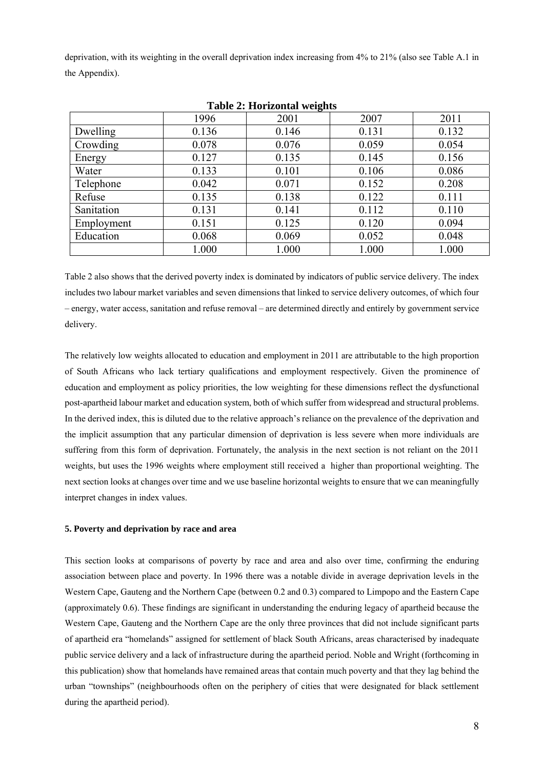deprivation, with its weighting in the overall deprivation index increasing from 4% to 21% (also see Table A.1 in the Appendix).

**Table 2: Horizontal weights**

| | 1996 | 2001 | 2007 | 2011 |
|---|---|---|---|---|
| Dwelling | 0.136 | 0.146 | 0.131 | 0.132 |
| Crowding | 0.078 | 0.076 | 0.059 | 0.054 |
| Energy | 0.127 | 0.135 | 0.145 | 0.156 |
| Water | 0.133 | 0.101 | 0.106 | 0.086 |
| Telephone | 0.042 | 0.071 | 0.152 | 0.208 |
| Refuse | 0.135 | 0.138 | 0.122 | 0.111 |
| Sanitation | 0.131 | 0.141 | 0.112 | 0.110 |
| Employment | 0.151 | 0.125 | 0.120 | 0.094 |
| Education | 0.068 | 0.069 | 0.052 | 0.048 |
| | 1.000 | 1.000 | 1.000 | 1.000 |

Table 2 also shows that the derived poverty index is dominated by indicators of public service delivery. The index includes two labour market variables and seven dimensions that linked to service delivery outcomes, of which four – energy, water access, sanitation and refuse removal – are determined directly and entirely by government service delivery.

The relatively low weights allocated to education and employment in 2011 are attributable to the high proportion of South Africans who lack tertiary qualifications and employment respectively. Given the prominence of education and employment as policy priorities, the low weighting for these dimensions reflect the dysfunctional post-apartheid labour market and education system, both of which suffer from widespread and structural problems. In the derived index, this is diluted due to the relative approach's reliance on the prevalence of the deprivation and the implicit assumption that any particular dimension of deprivation is less severe when more individuals are suffering from this form of deprivation. Fortunately, the analysis in the next section is not reliant on the 2011 weights, but uses the 1996 weights where employment still received a higher than proportional weighting. The next section looks at changes over time and we use baseline horizontal weights to ensure that we can meaningfully interpret changes in index values.

### 5. Poverty and deprivation by race and area

This section looks at comparisons of poverty by race and area and also over time, confirming the enduring association between place and poverty. In 1996 there was a notable divide in average deprivation levels in the Western Cape, Gauteng and the Northern Cape (between 0.2 and 0.3) compared to Limpopo and the Eastern Cape (approximately 0.6). These findings are significant in understanding the enduring legacy of apartheid because the Western Cape, Gauteng and the Northern Cape are the only three provinces that did not include significant parts of apartheid era "homelands" assigned for settlement of black South Africans, areas characterised by inadequate public service delivery and a lack of infrastructure during the apartheid period. Noble and Wright (forthcoming in this publication) show that homelands have remained areas that contain much poverty and that they lag behind the urban "townships" (neighbourhoods often on the periphery of cities that were designated for black settlement during the apartheid period).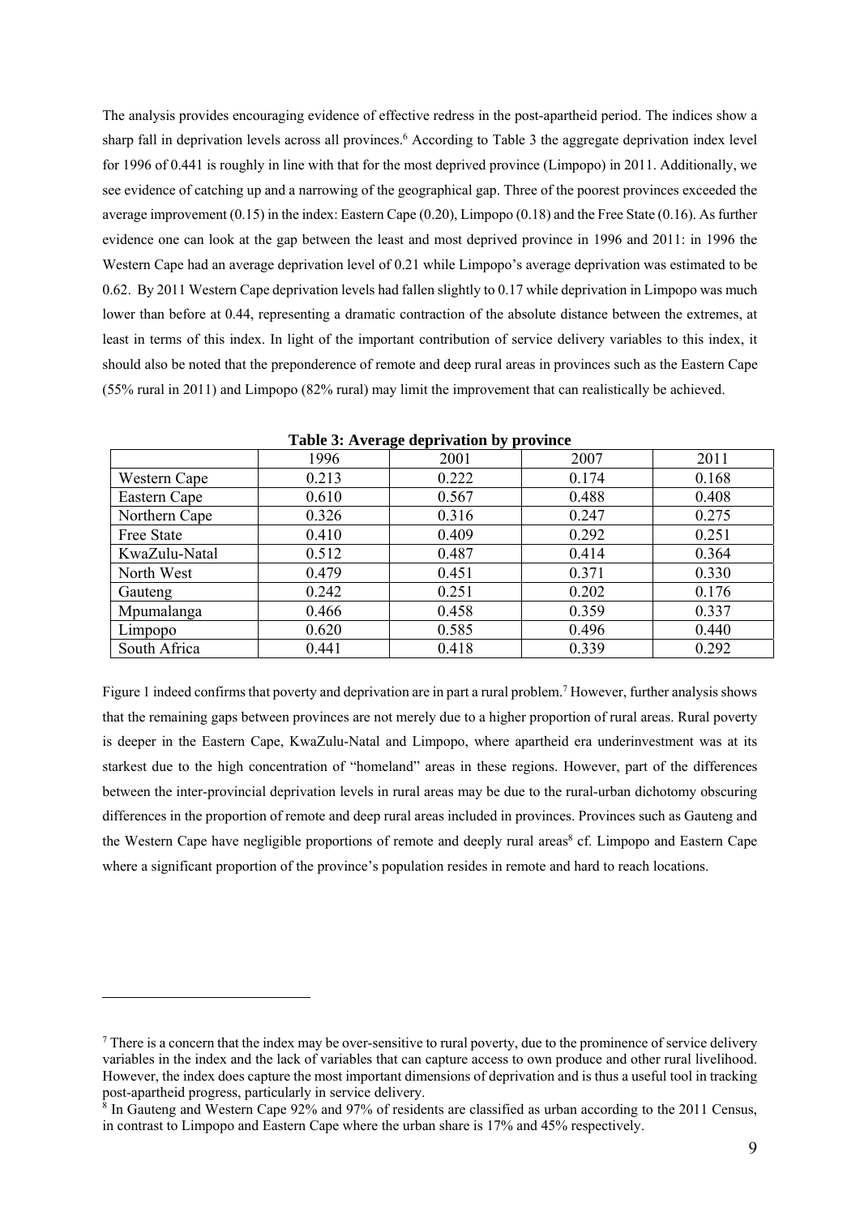The analysis provides encouraging evidence of effective redress in the post-apartheid period. The indices show a sharp fall in deprivation levels across all provinces.[6] According to Table 3 the aggregate deprivation index level for 1996 of 0.441 is roughly in line with that for the most deprived province (Limpopo) in 2011. Additionally, we see evidence of catching up and a narrowing of the geographical gap. Three of the poorest provinces exceeded the average improvement (0.15) in the index: Eastern Cape (0.20), Limpopo (0.18) and the Free State (0.16). As further evidence one can look at the gap between the least and most deprived province in 1996 and 2011: in 1996 the Western Cape had an average deprivation level of 0.21 while Limpopo's average deprivation was estimated to be 0.62. By 2011 Western Cape deprivation levels had fallen slightly to 0.17 while deprivation in Limpopo was much lower than before at 0.44, representing a dramatic contraction of the absolute distance between the extremes, at least in terms of this index. In light of the important contribution of service delivery variables to this index, it should also be noted that the preponderence of remote and deep rural areas in provinces such as the Eastern Cape (55% rural in 2011) and Limpopo (82% rural) may limit the improvement that can realistically be achieved.

**Table 3: Average deprivation by province**

| | 1996 | 2001 | 2007 | 2011 |
|---|---|---|---|---|
| Western Cape | 0.213 | 0.222 | 0.174 | 0.168 |
| Eastern Cape | 0.610 | 0.567 | 0.488 | 0.408 |
| Northern Cape | 0.326 | 0.316 | 0.247 | 0.275 |
| Free State | 0.410 | 0.409 | 0.292 | 0.251 |
| KwaZulu-Natal | 0.512 | 0.487 | 0.414 | 0.364 |
| North West | 0.479 | 0.451 | 0.371 | 0.330 |
| Gauteng | 0.242 | 0.251 | 0.202 | 0.176 |
| Mpumalanga | 0.466 | 0.458 | 0.359 | 0.337 |
| Limpopo | 0.620 | 0.585 | 0.496 | 0.440 |
| South Africa | 0.441 | 0.418 | 0.339 | 0.292 |

Figure 1 indeed confirms that poverty and deprivation are in part a rural problem.[7] However, further analysis shows that the remaining gaps between provinces are not merely due to a higher proportion of rural areas. Rural poverty is deeper in the Eastern Cape, KwaZulu-Natal and Limpopo, where apartheid era underinvestment was at its starkest due to the high concentration of "homeland" areas in these regions. However, part of the differences between the inter-provincial deprivation levels in rural areas may be due to the rural-urban dichotomy obscuring differences in the proportion of remote and deep rural areas included in provinces. Provinces such as Gauteng and the Western Cape have negligible proportions of remote and deeply rural areas[8] cf. Limpopo and Eastern Cape where a significant proportion of the province's population resides in remote and hard to reach locations.

---

[7] There is a concern that the index may be over-sensitive to rural poverty, due to the prominence of service delivery variables in the index and the lack of variables that can capture access to own produce and other rural livelihood. However, the index does capture the most important dimensions of deprivation and is thus a useful tool in tracking post-apartheid progress, particularly in service delivery.

[8] In Gauteng and Western Cape 92% and 97% of residents are classified as urban according to the 2011 Census, in contrast to Limpopo and Eastern Cape where the urban share is 17% and 45% respectively.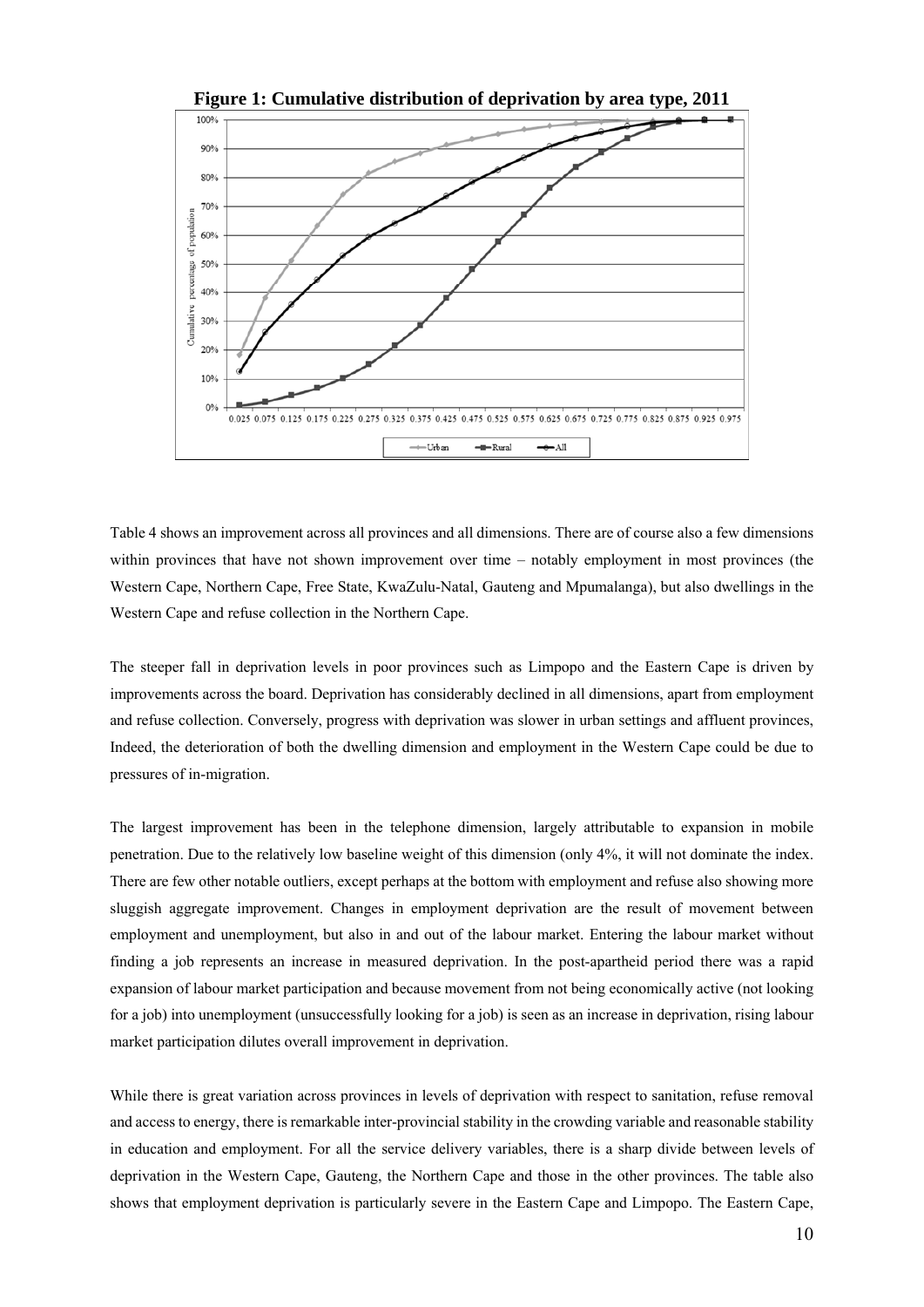**Figure 1: Cumulative distribution of deprivation by area type, 2011**

Table 4 shows an improvement across all provinces and all dimensions. There are of course also a few dimensions within provinces that have not shown improvement over time – notably employment in most provinces (the Western Cape, Northern Cape, Free State, KwaZulu-Natal, Gauteng and Mpumalanga), but also dwellings in the Western Cape and refuse collection in the Northern Cape.

The steeper fall in deprivation levels in poor provinces such as Limpopo and the Eastern Cape is driven by improvements across the board. Deprivation has considerably declined in all dimensions, apart from employment and refuse collection. Conversely, progress with deprivation was slower in urban settings and affluent provinces, Indeed, the deterioration of both the dwelling dimension and employment in the Western Cape could be due to pressures of in-migration.

The largest improvement has been in the telephone dimension, largely attributable to expansion in mobile penetration. Due to the relatively low baseline weight of this dimension (only 4%, it will not dominate the index. There are few other notable outliers, except perhaps at the bottom with employment and refuse also showing more sluggish aggregate improvement. Changes in employment deprivation are the result of movement between employment and unemployment, but also in and out of the labour market. Entering the labour market without finding a job represents an increase in measured deprivation. In the post-apartheid period there was a rapid expansion of labour market participation and because movement from not being economically active (not looking for a job) into unemployment (unsuccessfully looking for a job) is seen as an increase in deprivation, rising labour market participation dilutes overall improvement in deprivation.

While there is great variation across provinces in levels of deprivation with respect to sanitation, refuse removal and access to energy, there is remarkable inter-provincial stability in the crowding variable and reasonable stability in education and employment. For all the service delivery variables, there is a sharp divide between levels of deprivation in the Western Cape, Gauteng, the Northern Cape and those in the other provinces. The table also shows that employment deprivation is particularly severe in the Eastern Cape and Limpopo. The Eastern Cape,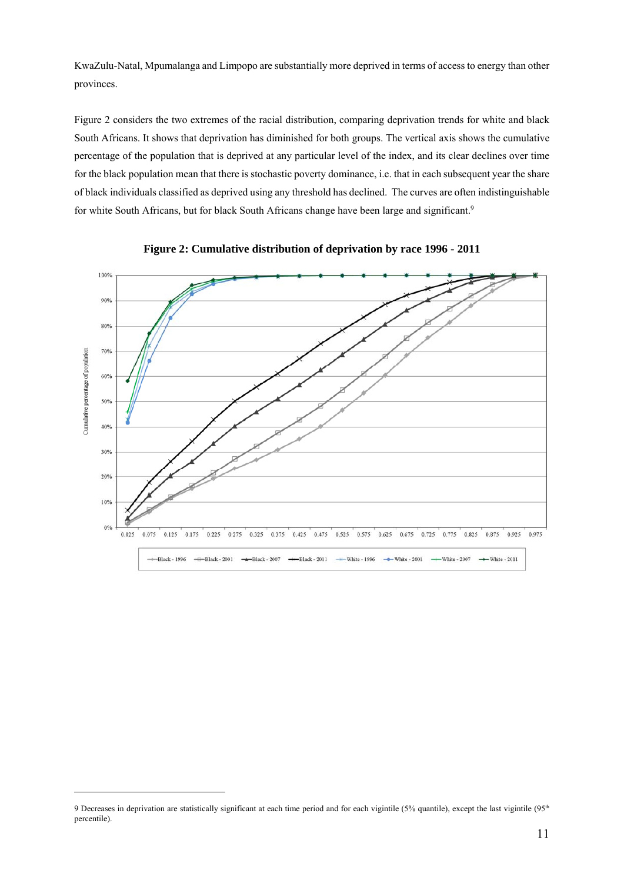KwaZulu-Natal, Mpumalanga and Limpopo are substantially more deprived in terms of access to energy than other provinces.

Figure 2 considers the two extremes of the racial distribution, comparing deprivation trends for white and black South Africans. It shows that deprivation has diminished for both groups. The vertical axis shows the cumulative percentage of the population that is deprived at any particular level of the index, and its clear declines over time for the black population mean that there is stochastic poverty dominance, i.e. that in each subsequent year the share of black individuals classified as deprived using any threshold has declined. The curves are often indistinguishable for white South Africans, but for black South Africans change have been large and significant.[9]

**Figure 2: Cumulative distribution of deprivation by race 1996 - 2011**

---

9 Decreases in deprivation are statistically significant at each time period and for each vigintile (5% quantile), except the last vigintile (95th percentile).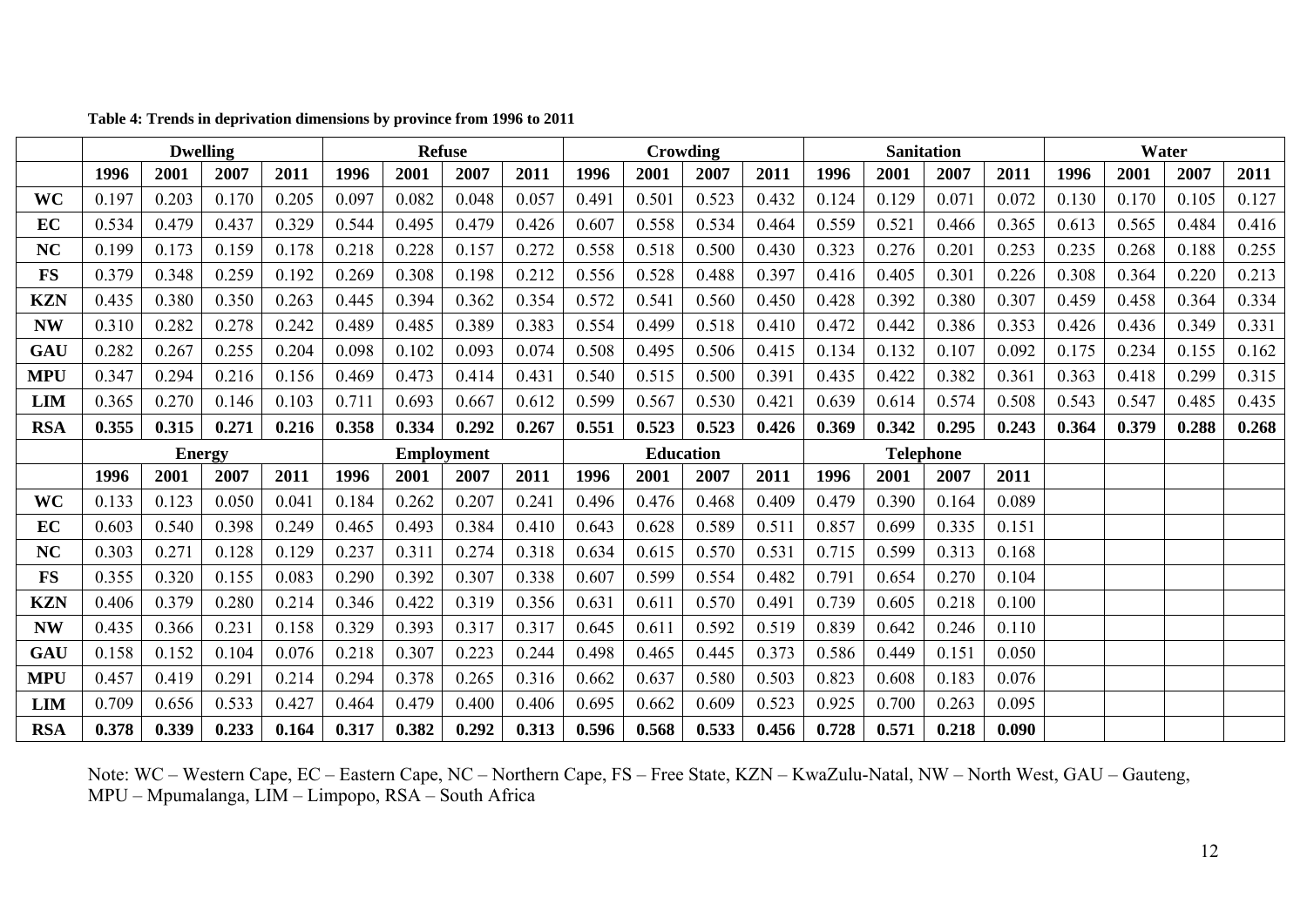**Table 4: Trends in deprivation dimensions by province from 1996 to 2011**

| | Dwelling | | | | Refuse | | | | Crowding | | | | Sanitation | | | | Water | | | |
|---|---|---|---|---|---|---|---|---|---|---|---|---|---|---|---|---|---|---|---|---|
| | **1996** | **2001** | **2007** | **2011** | **1996** | **2001** | **2007** | **2011** | **1996** | **2001** | **2007** | **2011** | **1996** | **2001** | **2007** | **2011** | **1996** | **2001** | **2007** | **2011** |
| **WC** | 0.197 | 0.203 | 0.170 | 0.205 | 0.097 | 0.082 | 0.048 | 0.057 | 0.491 | 0.501 | 0.523 | 0.432 | 0.124 | 0.129 | 0.071 | 0.072 | 0.130 | 0.170 | 0.105 | 0.127 |
| **EC** | 0.534 | 0.479 | 0.437 | 0.329 | 0.544 | 0.495 | 0.479 | 0.426 | 0.607 | 0.558 | 0.534 | 0.464 | 0.559 | 0.521 | 0.466 | 0.365 | 0.613 | 0.565 | 0.484 | 0.416 |
| **NC** | 0.199 | 0.173 | 0.159 | 0.178 | 0.218 | 0.228 | 0.157 | 0.272 | 0.558 | 0.518 | 0.500 | 0.430 | 0.323 | 0.276 | 0.201 | 0.253 | 0.235 | 0.268 | 0.188 | 0.255 |
| **FS** | 0.379 | 0.348 | 0.259 | 0.192 | 0.269 | 0.308 | 0.198 | 0.212 | 0.556 | 0.528 | 0.488 | 0.397 | 0.416 | 0.405 | 0.301 | 0.226 | 0.308 | 0.364 | 0.220 | 0.213 |
| **KZN** | 0.435 | 0.380 | 0.350 | 0.263 | 0.445 | 0.394 | 0.362 | 0.354 | 0.572 | 0.541 | 0.560 | 0.450 | 0.428 | 0.392 | 0.380 | 0.307 | 0.459 | 0.458 | 0.364 | 0.334 |
| **NW** | 0.310 | 0.282 | 0.278 | 0.242 | 0.489 | 0.485 | 0.389 | 0.383 | 0.554 | 0.499 | 0.518 | 0.410 | 0.472 | 0.442 | 0.386 | 0.353 | 0.426 | 0.436 | 0.349 | 0.331 |
| **GAU** | 0.282 | 0.267 | 0.255 | 0.204 | 0.098 | 0.102 | 0.093 | 0.074 | 0.508 | 0.495 | 0.506 | 0.415 | 0.134 | 0.132 | 0.107 | 0.092 | 0.175 | 0.234 | 0.155 | 0.162 |
| **MPU** | 0.347 | 0.294 | 0.216 | 0.156 | 0.469 | 0.473 | 0.414 | 0.431 | 0.540 | 0.515 | 0.500 | 0.391 | 0.435 | 0.422 | 0.382 | 0.361 | 0.363 | 0.418 | 0.299 | 0.315 |
| **LIM** | 0.365 | 0.270 | 0.146 | 0.103 | 0.711 | 0.693 | 0.667 | 0.612 | 0.599 | 0.567 | 0.530 | 0.421 | 0.639 | 0.614 | 0.574 | 0.508 | 0.543 | 0.547 | 0.485 | 0.435 |
| **RSA** | **0.355** | **0.315** | **0.271** | **0.216** | **0.358** | **0.334** | **0.292** | **0.267** | **0.551** | **0.523** | **0.523** | **0.426** | **0.369** | **0.342** | **0.295** | **0.243** | **0.364** | **0.379** | **0.288** | **0.268** |
| | **Energy** | | | | **Employment** | | | | **Education** | | | | **Telephone** | | | | | | | |
| | **1996** | **2001** | **2007** | **2011** | **1996** | **2001** | **2007** | **2011** | **1996** | **2001** | **2007** | **2011** | **1996** | **2001** | **2007** | **2011** | | | | |
| **WC** | 0.133 | 0.123 | 0.050 | 0.041 | 0.184 | 0.262 | 0.207 | 0.241 | 0.496 | 0.476 | 0.468 | 0.409 | 0.479 | 0.390 | 0.164 | 0.089 | | | | |
| **EC** | 0.603 | 0.540 | 0.398 | 0.249 | 0.465 | 0.493 | 0.384 | 0.410 | 0.643 | 0.628 | 0.589 | 0.511 | 0.857 | 0.699 | 0.335 | 0.151 | | | | |
| **NC** | 0.303 | 0.271 | 0.128 | 0.129 | 0.237 | 0.311 | 0.274 | 0.318 | 0.634 | 0.615 | 0.570 | 0.531 | 0.715 | 0.599 | 0.313 | 0.168 | | | | |
| **FS** | 0.355 | 0.320 | 0.155 | 0.083 | 0.290 | 0.392 | 0.307 | 0.338 | 0.607 | 0.599 | 0.554 | 0.482 | 0.791 | 0.654 | 0.270 | 0.104 | | | | |
| **KZN** | 0.406 | 0.379 | 0.280 | 0.214 | 0.346 | 0.422 | 0.319 | 0.356 | 0.631 | 0.611 | 0.570 | 0.491 | 0.739 | 0.605 | 0.218 | 0.100 | | | | |
| **NW** | 0.435 | 0.366 | 0.231 | 0.158 | 0.329 | 0.393 | 0.317 | 0.317 | 0.645 | 0.611 | 0.592 | 0.519 | 0.839 | 0.642 | 0.246 | 0.110 | | | | |
| **GAU** | 0.158 | 0.152 | 0.104 | 0.076 | 0.218 | 0.307 | 0.223 | 0.244 | 0.498 | 0.465 | 0.445 | 0.373 | 0.586 | 0.449 | 0.151 | 0.050 | | | | |
| **MPU** | 0.457 | 0.419 | 0.291 | 0.214 | 0.294 | 0.378 | 0.265 | 0.316 | 0.662 | 0.637 | 0.580 | 0.503 | 0.823 | 0.608 | 0.183 | 0.076 | | | | |
| **LIM** | 0.709 | 0.656 | 0.533 | 0.427 | 0.464 | 0.479 | 0.400 | 0.406 | 0.695 | 0.662 | 0.609 | 0.523 | 0.925 | 0.700 | 0.263 | 0.095 | | | | |
| **RSA** | **0.378** | **0.339** | **0.233** | **0.164** | **0.317** | **0.382** | **0.292** | **0.313** | **0.596** | **0.568** | **0.533** | **0.456** | **0.728** | **0.571** | **0.218** | **0.090** | | | | |

Note: WC – Western Cape, EC – Eastern Cape, NC – Northern Cape, FS – Free State, KZN – KwaZulu-Natal, NW – North West, GAU – Gauteng, MPU – Mpumalanga, LIM – Limpopo, RSA – South Africa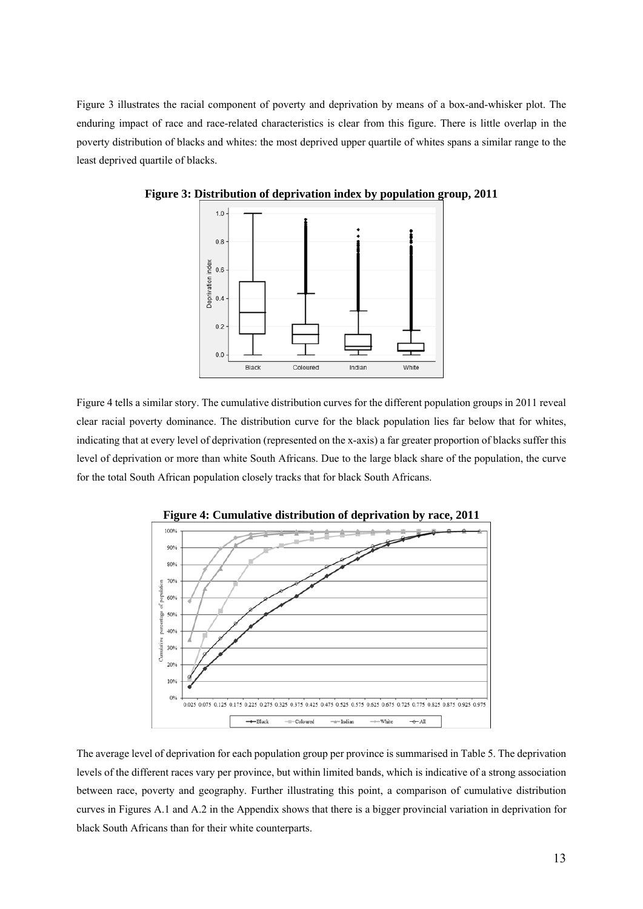Figure 3 illustrates the racial component of poverty and deprivation by means of a box-and-whisker plot. The enduring impact of race and race-related characteristics is clear from this figure. There is little overlap in the poverty distribution of blacks and whites: the most deprived upper quartile of whites spans a similar range to the least deprived quartile of blacks.

**Figure 3: Distribution of deprivation index by population group, 2011**

Figure 4 tells a similar story. The cumulative distribution curves for the different population groups in 2011 reveal clear racial poverty dominance. The distribution curve for the black population lies far below that for whites, indicating that at every level of deprivation (represented on the x-axis) a far greater proportion of blacks suffer this level of deprivation or more than white South Africans. Due to the large black share of the population, the curve for the total South African population closely tracks that for black South Africans.

**Figure 4: Cumulative distribution of deprivation by race, 2011**

The average level of deprivation for each population group per province is summarised in Table 5. The deprivation levels of the different races vary per province, but within limited bands, which is indicative of a strong association between race, poverty and geography. Further illustrating this point, a comparison of cumulative distribution curves in Figures A.1 and A.2 in the Appendix shows that there is a bigger provincial variation in deprivation for black South Africans than for their white counterparts.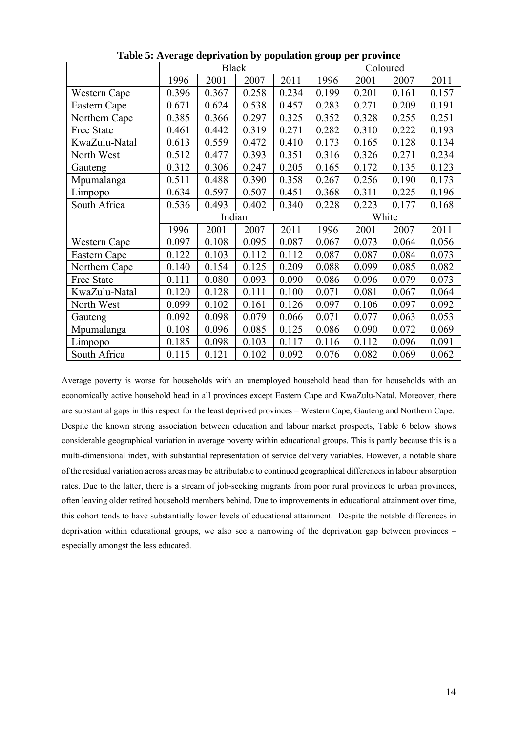**Table 5: Average deprivation by population group per province**

| | Black | | | | Coloured | | | |
|---|---|---|---|---|---|---|---|---|
| | 1996 | 2001 | 2007 | 2011 | 1996 | 2001 | 2007 | 2011 |
| Western Cape | 0.396 | 0.367 | 0.258 | 0.234 | 0.199 | 0.201 | 0.161 | 0.157 |
| Eastern Cape | 0.671 | 0.624 | 0.538 | 0.457 | 0.283 | 0.271 | 0.209 | 0.191 |
| Northern Cape | 0.385 | 0.366 | 0.297 | 0.325 | 0.352 | 0.328 | 0.255 | 0.251 |
| Free State | 0.461 | 0.442 | 0.319 | 0.271 | 0.282 | 0.310 | 0.222 | 0.193 |
| KwaZulu-Natal | 0.613 | 0.559 | 0.472 | 0.410 | 0.173 | 0.165 | 0.128 | 0.134 |
| North West | 0.512 | 0.477 | 0.393 | 0.351 | 0.316 | 0.326 | 0.271 | 0.234 |
| Gauteng | 0.312 | 0.306 | 0.247 | 0.205 | 0.165 | 0.172 | 0.135 | 0.123 |
| Mpumalanga | 0.511 | 0.488 | 0.390 | 0.358 | 0.267 | 0.256 | 0.190 | 0.173 |
| Limpopo | 0.634 | 0.597 | 0.507 | 0.451 | 0.368 | 0.311 | 0.225 | 0.196 |
| South Africa | 0.536 | 0.493 | 0.402 | 0.340 | 0.228 | 0.223 | 0.177 | 0.168 |
| | Indian | | | | White | | | |
| | 1996 | 2001 | 2007 | 2011 | 1996 | 2001 | 2007 | 2011 |
| Western Cape | 0.097 | 0.108 | 0.095 | 0.087 | 0.067 | 0.073 | 0.064 | 0.056 |
| Eastern Cape | 0.122 | 0.103 | 0.112 | 0.112 | 0.087 | 0.087 | 0.084 | 0.073 |
| Northern Cape | 0.140 | 0.154 | 0.125 | 0.209 | 0.088 | 0.099 | 0.085 | 0.082 |
| Free State | 0.111 | 0.080 | 0.093 | 0.090 | 0.086 | 0.096 | 0.079 | 0.073 |
| KwaZulu-Natal | 0.120 | 0.128 | 0.111 | 0.100 | 0.071 | 0.081 | 0.067 | 0.064 |
| North West | 0.099 | 0.102 | 0.161 | 0.126 | 0.097 | 0.106 | 0.097 | 0.092 |
| Gauteng | 0.092 | 0.098 | 0.079 | 0.066 | 0.071 | 0.077 | 0.063 | 0.053 |
| Mpumalanga | 0.108 | 0.096 | 0.085 | 0.125 | 0.086 | 0.090 | 0.072 | 0.069 |
| Limpopo | 0.185 | 0.098 | 0.103 | 0.117 | 0.116 | 0.112 | 0.096 | 0.091 |
| South Africa | 0.115 | 0.121 | 0.102 | 0.092 | 0.076 | 0.082 | 0.069 | 0.062 |

Average poverty is worse for households with an unemployed household head than for households with an economically active household head in all provinces except Eastern Cape and KwaZulu-Natal. Moreover, there are substantial gaps in this respect for the least deprived provinces – Western Cape, Gauteng and Northern Cape. Despite the known strong association between education and labour market prospects, Table 6 below shows considerable geographical variation in average poverty within educational groups. This is partly because this is a multi-dimensional index, with substantial representation of service delivery variables. However, a notable share of the residual variation across areas may be attributable to continued geographical differences in labour absorption rates. Due to the latter, there is a stream of job-seeking migrants from poor rural provinces to urban provinces, often leaving older retired household members behind. Due to improvements in educational attainment over time, this cohort tends to have substantially lower levels of educational attainment. Despite the notable differences in deprivation within educational groups, we also see a narrowing of the deprivation gap between provinces – especially amongst the less educated.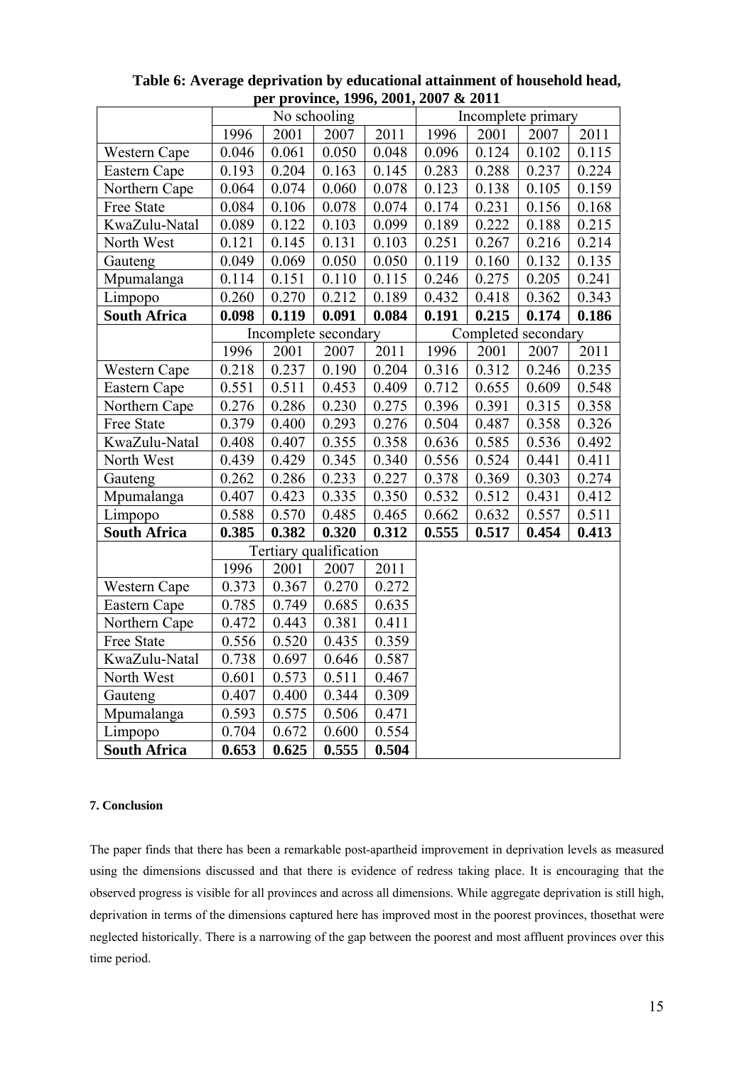**Table 6: Average deprivation by educational attainment of household head, per province, 1996, 2001, 2007 & 2011**

| | No schooling | | | | Incomplete primary | | | |
|---|---|---|---|---|---|---|---|---|
| | 1996 | 2001 | 2007 | 2011 | 1996 | 2001 | 2007 | 2011 |
| Western Cape | 0.046 | 0.061 | 0.050 | 0.048 | 0.096 | 0.124 | 0.102 | 0.115 |
| Eastern Cape | 0.193 | 0.204 | 0.163 | 0.145 | 0.283 | 0.288 | 0.237 | 0.224 |
| Northern Cape | 0.064 | 0.074 | 0.060 | 0.078 | 0.123 | 0.138 | 0.105 | 0.159 |
| Free State | 0.084 | 0.106 | 0.078 | 0.074 | 0.174 | 0.231 | 0.156 | 0.168 |
| KwaZulu-Natal | 0.089 | 0.122 | 0.103 | 0.099 | 0.189 | 0.222 | 0.188 | 0.215 |
| North West | 0.121 | 0.145 | 0.131 | 0.103 | 0.251 | 0.267 | 0.216 | 0.214 |
| Gauteng | 0.049 | 0.069 | 0.050 | 0.050 | 0.119 | 0.160 | 0.132 | 0.135 |
| Mpumalanga | 0.114 | 0.151 | 0.110 | 0.115 | 0.246 | 0.275 | 0.205 | 0.241 |
| Limpopo | 0.260 | 0.270 | 0.212 | 0.189 | 0.432 | 0.418 | 0.362 | 0.343 |
| **South Africa** | **0.098** | **0.119** | **0.091** | **0.084** | **0.191** | **0.215** | **0.174** | **0.186** |
| | Incomplete secondary | | | | Completed secondary | | | |
| | 1996 | 2001 | 2007 | 2011 | 1996 | 2001 | 2007 | 2011 |
| Western Cape | 0.218 | 0.237 | 0.190 | 0.204 | 0.316 | 0.312 | 0.246 | 0.235 |
| Eastern Cape | 0.551 | 0.511 | 0.453 | 0.409 | 0.712 | 0.655 | 0.609 | 0.548 |
| Northern Cape | 0.276 | 0.286 | 0.230 | 0.275 | 0.396 | 0.391 | 0.315 | 0.358 |
| Free State | 0.379 | 0.400 | 0.293 | 0.276 | 0.504 | 0.487 | 0.358 | 0.326 |
| KwaZulu-Natal | 0.408 | 0.407 | 0.355 | 0.358 | 0.636 | 0.585 | 0.536 | 0.492 |
| North West | 0.439 | 0.429 | 0.345 | 0.340 | 0.556 | 0.524 | 0.441 | 0.411 |
| Gauteng | 0.262 | 0.286 | 0.233 | 0.227 | 0.378 | 0.369 | 0.303 | 0.274 |
| Mpumalanga | 0.407 | 0.423 | 0.335 | 0.350 | 0.532 | 0.512 | 0.431 | 0.412 |
| Limpopo | 0.588 | 0.570 | 0.485 | 0.465 | 0.662 | 0.632 | 0.557 | 0.511 |
| **South Africa** | **0.385** | **0.382** | **0.320** | **0.312** | **0.555** | **0.517** | **0.454** | **0.413** |
| | Tertiary qualification | | | | | | | |
| | 1996 | 2001 | 2007 | 2011 | | | | |
| Western Cape | 0.373 | 0.367 | 0.270 | 0.272 | | | | |
| Eastern Cape | 0.785 | 0.749 | 0.685 | 0.635 | | | | |
| Northern Cape | 0.472 | 0.443 | 0.381 | 0.411 | | | | |
| Free State | 0.556 | 0.520 | 0.435 | 0.359 | | | | |
| KwaZulu-Natal | 0.738 | 0.697 | 0.646 | 0.587 | | | | |
| North West | 0.601 | 0.573 | 0.511 | 0.467 | | | | |
| Gauteng | 0.407 | 0.400 | 0.344 | 0.309 | | | | |
| Mpumalanga | 0.593 | 0.575 | 0.506 | 0.471 | | | | |
| Limpopo | 0.704 | 0.672 | 0.600 | 0.554 | | | | |
| **South Africa** | **0.653** | **0.625** | **0.555** | **0.504** | | | | |

#### 7. Conclusion

The paper finds that there has been a remarkable post-apartheid improvement in deprivation levels as measured using the dimensions discussed and that there is evidence of redress taking place. It is encouraging that the observed progress is visible for all provinces and across all dimensions. While aggregate deprivation is still high, deprivation in terms of the dimensions captured here has improved most in the poorest provinces, thosethat were neglected historically. There is a narrowing of the gap between the poorest and most affluent provinces over this time period.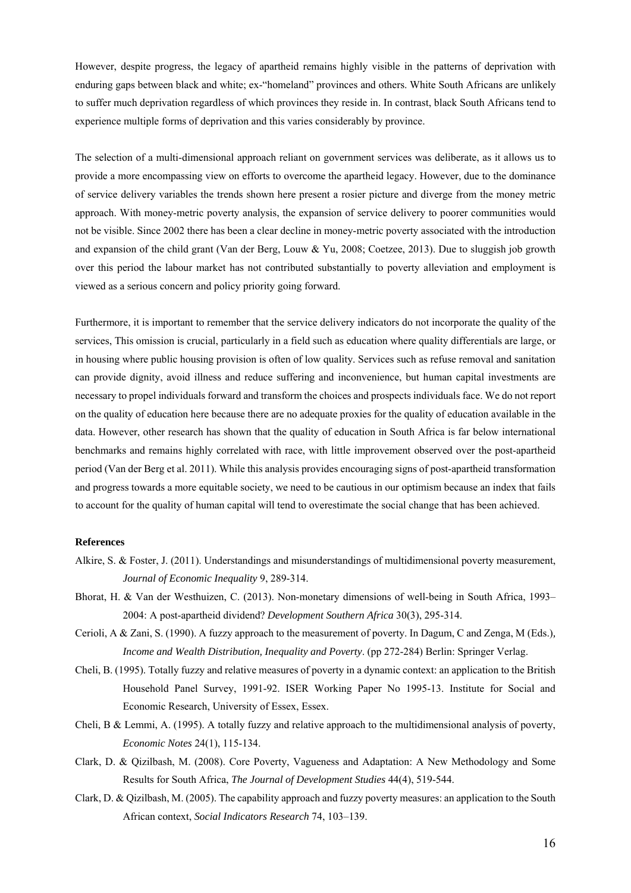However, despite progress, the legacy of apartheid remains highly visible in the patterns of deprivation with enduring gaps between black and white; ex-"homeland" provinces and others. White South Africans are unlikely to suffer much deprivation regardless of which provinces they reside in. In contrast, black South Africans tend to experience multiple forms of deprivation and this varies considerably by province.

The selection of a multi-dimensional approach reliant on government services was deliberate, as it allows us to provide a more encompassing view on efforts to overcome the apartheid legacy. However, due to the dominance of service delivery variables the trends shown here present a rosier picture and diverge from the money metric approach. With money-metric poverty analysis, the expansion of service delivery to poorer communities would not be visible. Since 2002 there has been a clear decline in money-metric poverty associated with the introduction and expansion of the child grant (Van der Berg, Louw & Yu, 2008; Coetzee, 2013). Due to sluggish job growth over this period the labour market has not contributed substantially to poverty alleviation and employment is viewed as a serious concern and policy priority going forward.

Furthermore, it is important to remember that the service delivery indicators do not incorporate the quality of the services, This omission is crucial, particularly in a field such as education where quality differentials are large, or in housing where public housing provision is often of low quality. Services such as refuse removal and sanitation can provide dignity, avoid illness and reduce suffering and inconvenience, but human capital investments are necessary to propel individuals forward and transform the choices and prospects individuals face. We do not report on the quality of education here because there are no adequate proxies for the quality of education available in the data. However, other research has shown that the quality of education in South Africa is far below international benchmarks and remains highly correlated with race, with little improvement observed over the post-apartheid period (Van der Berg et al. 2011). While this analysis provides encouraging signs of post-apartheid transformation and progress towards a more equitable society, we need to be cautious in our optimism because an index that fails to account for the quality of human capital will tend to overestimate the social change that has been achieved.

**References**

Alkire, S. & Foster, J. (2011). Understandings and misunderstandings of multidimensional poverty measurement, *Journal of Economic Inequality* 9, 289-314.

Bhorat, H. & Van der Westhuizen, C. (2013). Non-monetary dimensions of well-being in South Africa, 1993–2004: A post-apartheid dividend? *Development Southern Africa* 30(3), 295-314.

Cerioli, A & Zani, S. (1990). A fuzzy approach to the measurement of poverty. In Dagum, C and Zenga, M (Eds.), *Income and Wealth Distribution, Inequality and Poverty*. (pp 272-284) Berlin: Springer Verlag.

Cheli, B. (1995). Totally fuzzy and relative measures of poverty in a dynamic context: an application to the British Household Panel Survey, 1991-92. ISER Working Paper No 1995-13. Institute for Social and Economic Research, University of Essex, Essex.

Cheli, B & Lemmi, A. (1995). A totally fuzzy and relative approach to the multidimensional analysis of poverty, *Economic Notes* 24(1), 115-134.

Clark, D. & Qizilbash, M. (2008). Core Poverty, Vagueness and Adaptation: A New Methodology and Some Results for South Africa, *The Journal of Development Studies* 44(4), 519-544.

Clark, D. & Qizilbash, M. (2005). The capability approach and fuzzy poverty measures: an application to the South African context, *Social Indicators Research* 74, 103–139.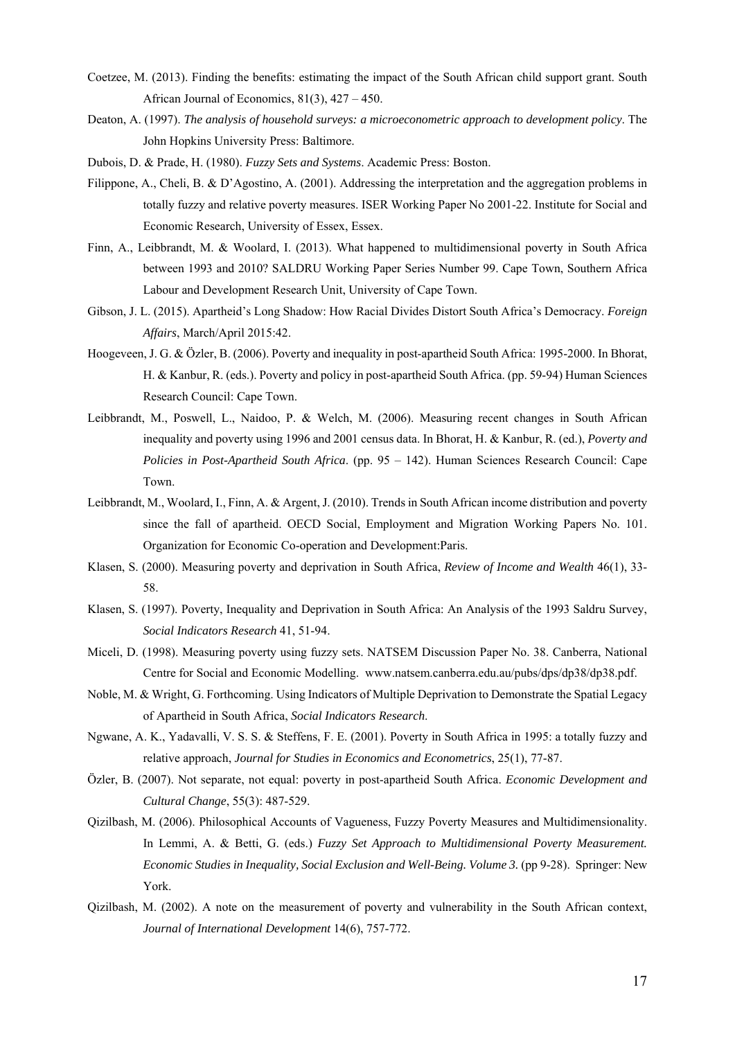Coetzee, M. (2013). Finding the benefits: estimating the impact of the South African child support grant. South African Journal of Economics, 81(3), 427 – 450.

Deaton, A. (1997). *The analysis of household surveys: a microeconometric approach to development policy*. The John Hopkins University Press: Baltimore.

Dubois, D. & Prade, H. (1980). *Fuzzy Sets and Systems*. Academic Press: Boston.

Filippone, A., Cheli, B. & D'Agostino, A. (2001). Addressing the interpretation and the aggregation problems in totally fuzzy and relative poverty measures. ISER Working Paper No 2001-22. Institute for Social and Economic Research, University of Essex, Essex.

Finn, A., Leibbrandt, M. & Woolard, I. (2013). What happened to multidimensional poverty in South Africa between 1993 and 2010? SALDRU Working Paper Series Number 99. Cape Town, Southern Africa Labour and Development Research Unit, University of Cape Town.

Gibson, J. L. (2015). Apartheid's Long Shadow: How Racial Divides Distort South Africa's Democracy. *Foreign Affairs*, March/April 2015:42.

Hoogeveen, J. G. & Özler, B. (2006). Poverty and inequality in post-apartheid South Africa: 1995-2000. In Bhorat, H. & Kanbur, R. (eds.). Poverty and policy in post-apartheid South Africa. (pp. 59-94) Human Sciences Research Council: Cape Town.

Leibbrandt, M., Poswell, L., Naidoo, P. & Welch, M. (2006). Measuring recent changes in South African inequality and poverty using 1996 and 2001 census data. In Bhorat, H. & Kanbur, R. (ed.), *Poverty and Policies in Post-Apartheid South Africa*. (pp. 95 – 142). Human Sciences Research Council: Cape Town.

Leibbrandt, M., Woolard, I., Finn, A. & Argent, J. (2010). Trends in South African income distribution and poverty since the fall of apartheid. OECD Social, Employment and Migration Working Papers No. 101. Organization for Economic Co-operation and Development:Paris.

Klasen, S. (2000). Measuring poverty and deprivation in South Africa, *Review of Income and Wealth* 46(1), 33-58.

Klasen, S. (1997). Poverty, Inequality and Deprivation in South Africa: An Analysis of the 1993 Saldru Survey, *Social Indicators Research* 41, 51-94.

Miceli, D. (1998). Measuring poverty using fuzzy sets. NATSEM Discussion Paper No. 38. Canberra, National Centre for Social and Economic Modelling. www.natsem.canberra.edu.au/pubs/dps/dp38/dp38.pdf.

Noble, M. & Wright, G. Forthcoming. Using Indicators of Multiple Deprivation to Demonstrate the Spatial Legacy of Apartheid in South Africa, *Social Indicators Research*.

Ngwane, A. K., Yadavalli, V. S. S. & Steffens, F. E. (2001). Poverty in South Africa in 1995: a totally fuzzy and relative approach, *Journal for Studies in Economics and Econometrics*, 25(1), 77-87.

Özler, B. (2007). Not separate, not equal: poverty in post-apartheid South Africa. *Economic Development and Cultural Change*, 55(3): 487-529.

Qizilbash, M. (2006). Philosophical Accounts of Vagueness, Fuzzy Poverty Measures and Multidimensionality. In Lemmi, A. & Betti, G. (eds.) *Fuzzy Set Approach to Multidimensional Poverty Measurement. Economic Studies in Inequality, Social Exclusion and Well-Being. Volume 3.* (pp 9-28). Springer: New York.

Qizilbash, M. (2002). A note on the measurement of poverty and vulnerability in the South African context, *Journal of International Development* 14(6), 757-772.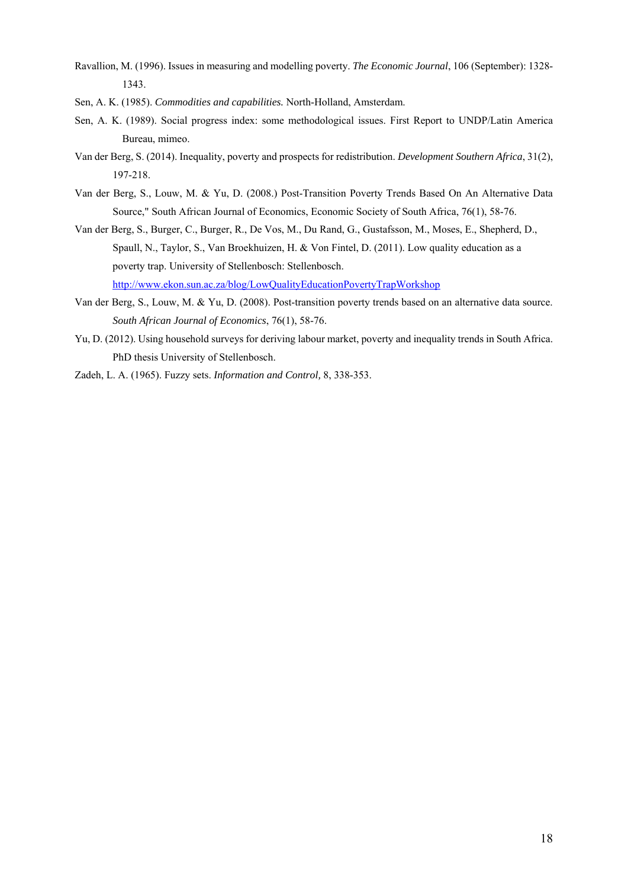Ravallion, M. (1996). Issues in measuring and modelling poverty. *The Economic Journal*, 106 (September): 1328-1343.

Sen, A. K. (1985). *Commodities and capabilities.* North-Holland, Amsterdam.

Sen, A. K. (1989). Social progress index: some methodological issues. First Report to UNDP/Latin America Bureau, mimeo.

Van der Berg, S. (2014). Inequality, poverty and prospects for redistribution. *Development Southern Africa*, 31(2), 197-218.

Van der Berg, S., Louw, M. & Yu, D. (2008.) Post-Transition Poverty Trends Based On An Alternative Data Source," South African Journal of Economics, Economic Society of South Africa, 76(1), 58-76.

Van der Berg, S., Burger, C., Burger, R., De Vos, M., Du Rand, G., Gustafsson, M., Moses, E., Shepherd, D., Spaull, N., Taylor, S., Van Broekhuizen, H. & Von Fintel, D. (2011). Low quality education as a poverty trap. University of Stellenbosch: Stellenbosch. http://www.ekon.sun.ac.za/blog/LowQualityEducationPovertyTrapWorkshop

Van der Berg, S., Louw, M. & Yu, D. (2008). Post-transition poverty trends based on an alternative data source. *South African Journal of Economics*, 76(1), 58-76.

Yu, D. (2012). Using household surveys for deriving labour market, poverty and inequality trends in South Africa. PhD thesis University of Stellenbosch.

Zadeh, L. A. (1965). Fuzzy sets. *Information and Control,* 8, 338-353.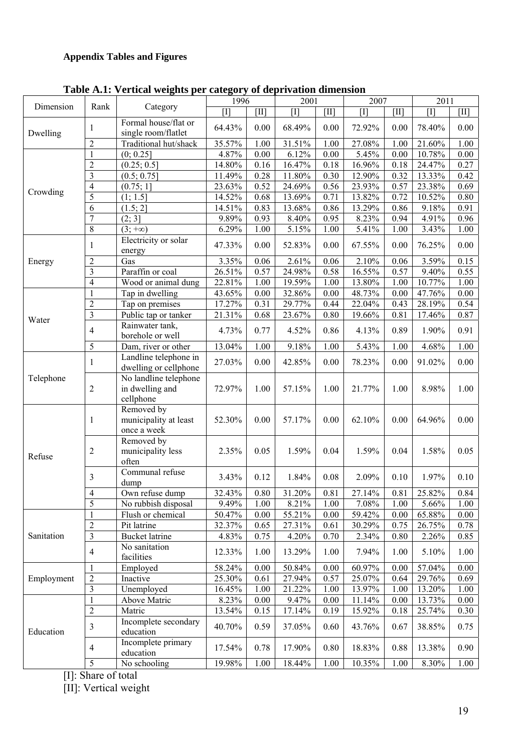**Appendix Tables and Figures**

**Table A.1: Vertical weights per category of deprivation dimension**

| Dimension | Rank | Category | 1996 | | 2001 | | 2007 | | 2011 | |
|---|---|---|---|---|---|---|---|---|---|---|
| | | | [I] | [II] | [I] | [II] | [I] | [II] | [I] | [II] |
| Dwelling | 1 | Formal house/flat or single room/flatlet | 64.43% | 0.00 | 68.49% | 0.00 | 72.92% | 0.00 | 78.40% | 0.00 |
| | 2 | Traditional hut/shack | 35.57% | 1.00 | 31.51% | 1.00 | 27.08% | 1.00 | 21.60% | 1.00 |
| Crowding | 1 | (0; 0.25] | 4.87% | 0.00 | 6.12% | 0.00 | 5.45% | 0.00 | 10.78% | 0.00 |
| | 2 | (0.25; 0.5] | 14.80% | 0.16 | 16.47% | 0.18 | 16.96% | 0.18 | 24.47% | 0.27 |
| | 3 | (0.5; 0.75] | 11.49% | 0.28 | 11.80% | 0.30 | 12.90% | 0.32 | 13.33% | 0.42 |
| | 4 | (0.75; 1] | 23.63% | 0.52 | 24.69% | 0.56 | 23.93% | 0.57 | 23.38% | 0.69 |
| | 5 | (1; 1.5] | 14.52% | 0.68 | 13.69% | 0.71 | 13.82% | 0.72 | 10.52% | 0.80 |
| | 6 | (1.5; 2] | 14.51% | 0.83 | 13.68% | 0.86 | 13.29% | 0.86 | 9.18% | 0.91 |
| | 7 | (2; 3] | 9.89% | 0.93 | 8.40% | 0.95 | 8.23% | 0.94 | 4.91% | 0.96 |
| | 8 | $(3; +\infty)$ | 6.29% | 1.00 | 5.15% | 1.00 | 5.41% | 1.00 | 3.43% | 1.00 |
| Energy | 1 | Electricity or solar energy | 47.33% | 0.00 | 52.83% | 0.00 | 67.55% | 0.00 | 76.25% | 0.00 |
| | 2 | Gas | 3.35% | 0.06 | 2.61% | 0.06 | 2.10% | 0.06 | 3.59% | 0.15 |
| | 3 | Paraffin or coal | 26.51% | 0.57 | 24.98% | 0.58 | 16.55% | 0.57 | 9.40% | 0.55 |
| | 4 | Wood or animal dung | 22.81% | 1.00 | 19.59% | 1.00 | 13.80% | 1.00 | 10.77% | 1.00 |
| Water | 1 | Tap in dwelling | 43.65% | 0.00 | 32.86% | 0.00 | 48.73% | 0.00 | 47.76% | 0.00 |
| | 2 | Tap on premises | 17.27% | 0.31 | 29.77% | 0.44 | 22.04% | 0.43 | 28.19% | 0.54 |
| | 3 | Public tap or tanker | 21.31% | 0.68 | 23.67% | 0.80 | 19.66% | 0.81 | 17.46% | 0.87 |
| | 4 | Rainwater tank, borehole or well | 4.73% | 0.77 | 4.52% | 0.86 | 4.13% | 0.89 | 1.90% | 0.91 |
| | 5 | Dam, river or other | 13.04% | 1.00 | 9.18% | 1.00 | 5.43% | 1.00 | 4.68% | 1.00 |
| Telephone | 1 | Landline telephone in dwelling or cellphone | 27.03% | 0.00 | 42.85% | 0.00 | 78.23% | 0.00 | 91.02% | 0.00 |
| | 2 | No landline telephone in dwelling and cellphone | 72.97% | 1.00 | 57.15% | 1.00 | 21.77% | 1.00 | 8.98% | 1.00 |
| Refuse | 1 | Removed by municipality at least once a week | 52.30% | 0.00 | 57.17% | 0.00 | 62.10% | 0.00 | 64.96% | 0.00 |
| | 2 | Removed by municipality less often | 2.35% | 0.05 | 1.59% | 0.04 | 1.59% | 0.04 | 1.58% | 0.05 |
| | 3 | Communal refuse dump | 3.43% | 0.12 | 1.84% | 0.08 | 2.09% | 0.10 | 1.97% | 0.10 |
| | 4 | Own refuse dump | 32.43% | 0.80 | 31.20% | 0.81 | 27.14% | 0.81 | 25.82% | 0.84 |
| | 5 | No rubbish disposal | 9.49% | 1.00 | 8.21% | 1.00 | 7.08% | 1.00 | 5.66% | 1.00 |
| Sanitation | 1 | Flush or chemical | 50.47% | 0.00 | 55.21% | 0.00 | 59.42% | 0.00 | 65.88% | 0.00 |
| | 2 | Pit latrine | 32.37% | 0.65 | 27.31% | 0.61 | 30.29% | 0.75 | 26.75% | 0.78 |
| | 3 | Bucket latrine | 4.83% | 0.75 | 4.20% | 0.70 | 2.34% | 0.80 | 2.26% | 0.85 |
| | 4 | No sanitation facilities | 12.33% | 1.00 | 13.29% | 1.00 | 7.94% | 1.00 | 5.10% | 1.00 |
| Employment | 1 | Employed | 58.24% | 0.00 | 50.84% | 0.00 | 60.97% | 0.00 | 57.04% | 0.00 |
| | 2 | Inactive | 25.30% | 0.61 | 27.94% | 0.57 | 25.07% | 0.64 | 29.76% | 0.69 |
| | 3 | Unemployed | 16.45% | 1.00 | 21.22% | 1.00 | 13.97% | 1.00 | 13.20% | 1.00 |
| Education | 1 | Above Matric | 8.23% | 0.00 | 9.47% | 0.00 | 11.14% | 0.00 | 13.73% | 0.00 |
| | 2 | Matric | 13.54% | 0.15 | 17.14% | 0.19 | 15.92% | 0.18 | 25.74% | 0.30 |
| | 3 | Incomplete secondary education | 40.70% | 0.59 | 37.05% | 0.60 | 43.76% | 0.67 | 38.85% | 0.75 |
| | 4 | Incomplete primary education | 17.54% | 0.78 | 17.90% | 0.80 | 18.83% | 0.88 | 13.38% | 0.90 |
| | 5 | No schooling | 19.98% | 1.00 | 18.44% | 1.00 | 10.35% | 1.00 | 8.30% | 1.00 |

[I]: Share of total

[II]: Vertical weight